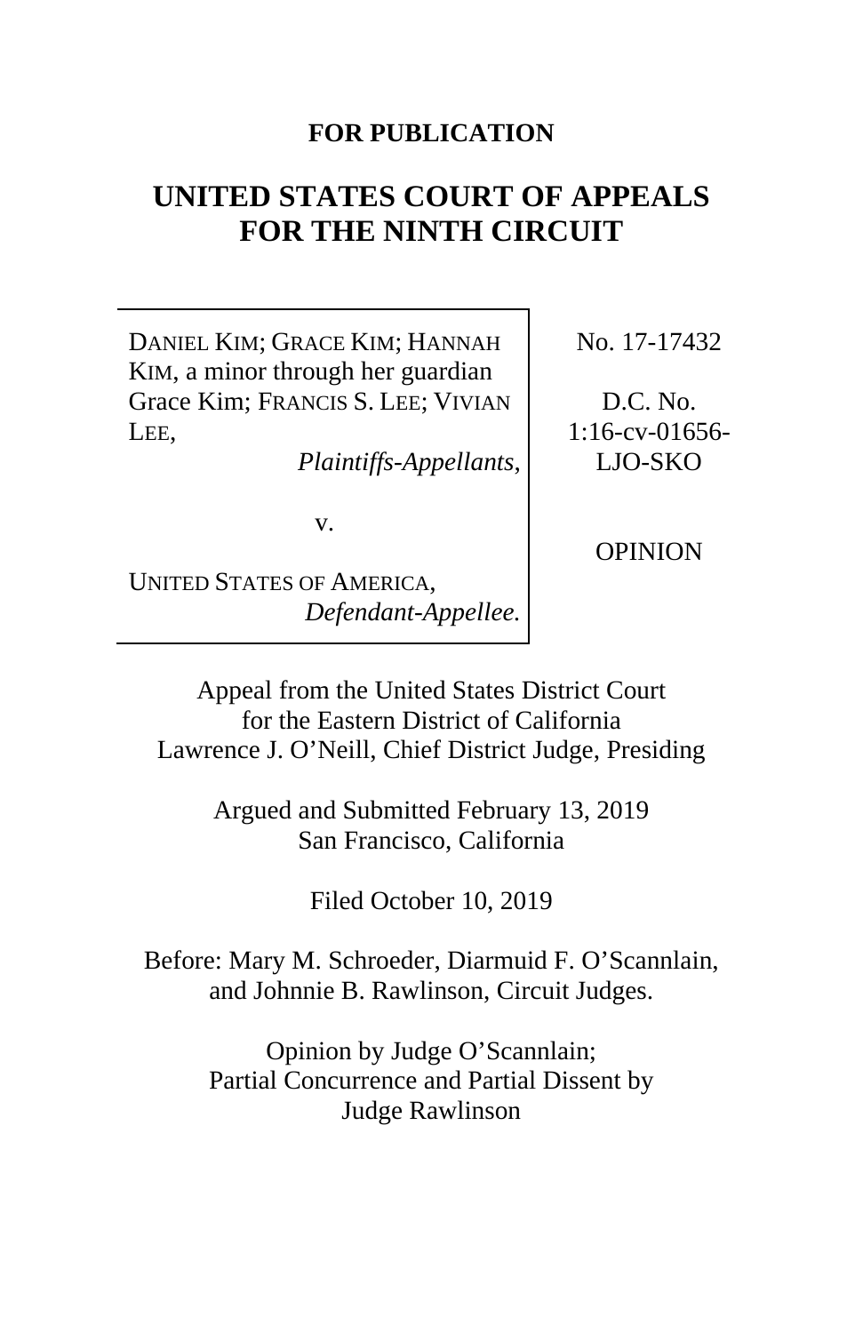**FOR PUBLICATION**

# UNITED STATES COURT OF APPEALS FOR THE NINTH CIRCUIT

| | |
|---|---|
| DANIEL KIM; GRACE KIM; HANNAH KIM, a minor through her guardian Grace Kim; FRANCIS S. LEE; VIVIAN LEE,<br>*Plaintiffs-Appellants*,<br><br>v.<br><br>UNITED STATES OF AMERICA,<br>*Defendant-Appellee.* | No. 17-17432<br><br>D.C. No. 1:16-cv-01656-LJO-SKO<br><br>OPINION |

Appeal from the United States District Court for the Eastern District of California
Lawrence J. O'Neill, Chief District Judge, Presiding

Argued and Submitted February 13, 2019
San Francisco, California

Filed October 10, 2019

Before: Mary M. Schroeder, Diarmuid F. O'Scannlain, and Johnnie B. Rawlinson, Circuit Judges.

Opinion by Judge O'Scannlain;
Partial Concurrence and Partial Dissent by Judge Rawlinson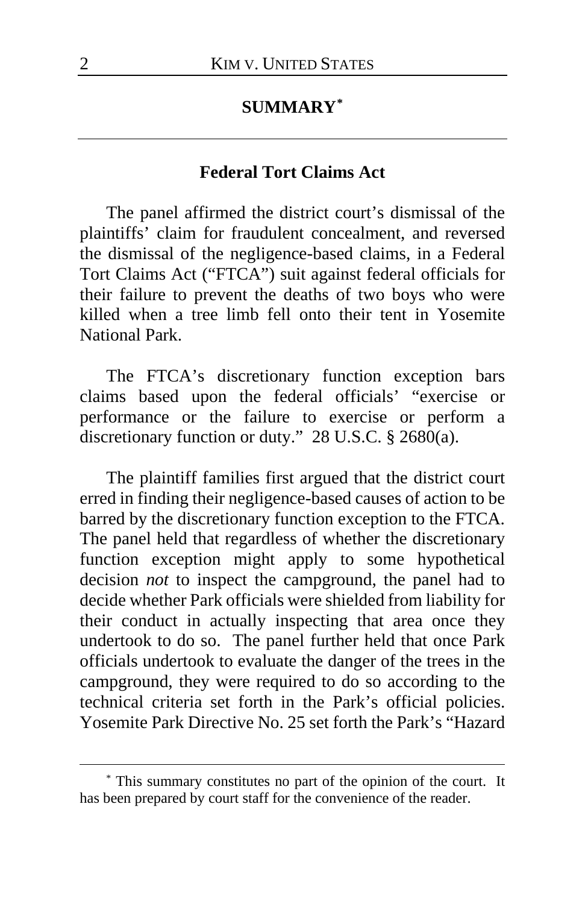## SUMMARY[*]

### Federal Tort Claims Act

The panel affirmed the district court's dismissal of the plaintiffs' claim for fraudulent concealment, and reversed the dismissal of the negligence-based claims, in a Federal Tort Claims Act ("FTCA") suit against federal officials for their failure to prevent the deaths of two boys who were killed when a tree limb fell onto their tent in Yosemite National Park.

The FTCA's discretionary function exception bars claims based upon the federal officials' "exercise or performance or the failure to exercise or perform a discretionary function or duty." 28 U.S.C. § 2680(a).

The plaintiff families first argued that the district court erred in finding their negligence-based causes of action to be barred by the discretionary function exception to the FTCA. The panel held that regardless of whether the discretionary function exception might apply to some hypothetical decision *not* to inspect the campground, the panel had to decide whether Park officials were shielded from liability for their conduct in actually inspecting that area once they undertook to do so. The panel further held that once Park officials undertook to evaluate the danger of the trees in the campground, they were required to do so according to the technical criteria set forth in the Park's official policies. Yosemite Park Directive No. 25 set forth the Park's "Hazard

[*] This summary constitutes no part of the opinion of the court. It has been prepared by court staff for the convenience of the reader.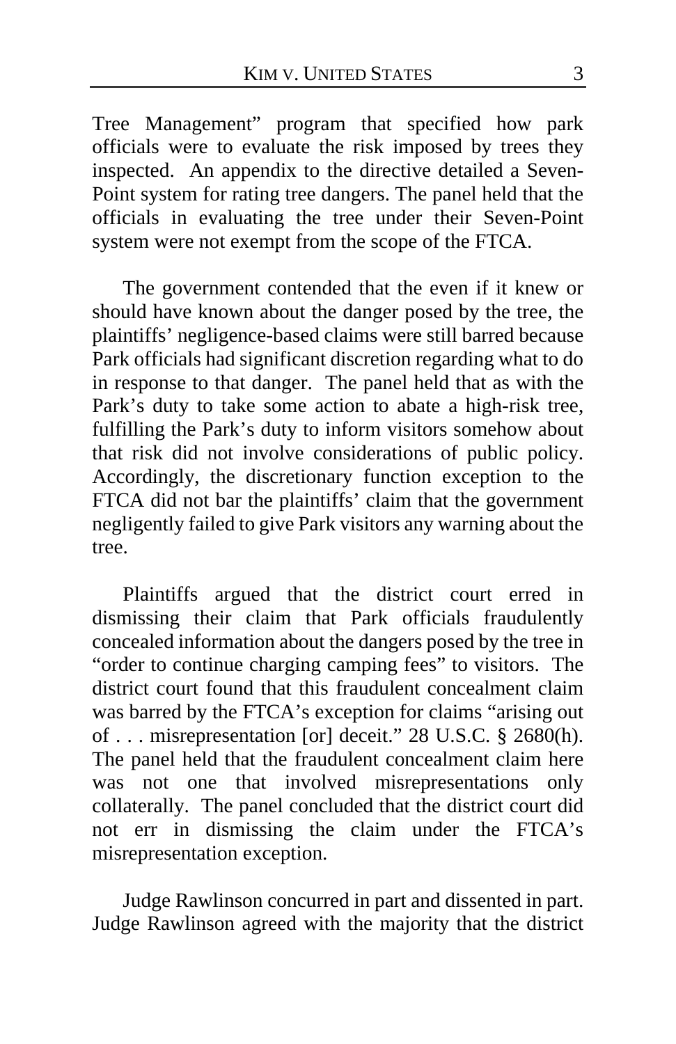Tree Management" program that specified how park officials were to evaluate the risk imposed by trees they inspected. An appendix to the directive detailed a Seven-Point system for rating tree dangers. The panel held that the officials in evaluating the tree under their Seven-Point system were not exempt from the scope of the FTCA.

The government contended that the even if it knew or should have known about the danger posed by the tree, the plaintiffs' negligence-based claims were still barred because Park officials had significant discretion regarding what to do in response to that danger. The panel held that as with the Park's duty to take some action to abate a high-risk tree, fulfilling the Park's duty to inform visitors somehow about that risk did not involve considerations of public policy. Accordingly, the discretionary function exception to the FTCA did not bar the plaintiffs' claim that the government negligently failed to give Park visitors any warning about the tree.

Plaintiffs argued that the district court erred in dismissing their claim that Park officials fraudulently concealed information about the dangers posed by the tree in "order to continue charging camping fees" to visitors. The district court found that this fraudulent concealment claim was barred by the FTCA's exception for claims "arising out of . . . misrepresentation [or] deceit." 28 U.S.C. § 2680(h). The panel held that the fraudulent concealment claim here was not one that involved misrepresentations only collaterally. The panel concluded that the district court did not err in dismissing the claim under the FTCA's misrepresentation exception.

Judge Rawlinson concurred in part and dissented in part. Judge Rawlinson agreed with the majority that the district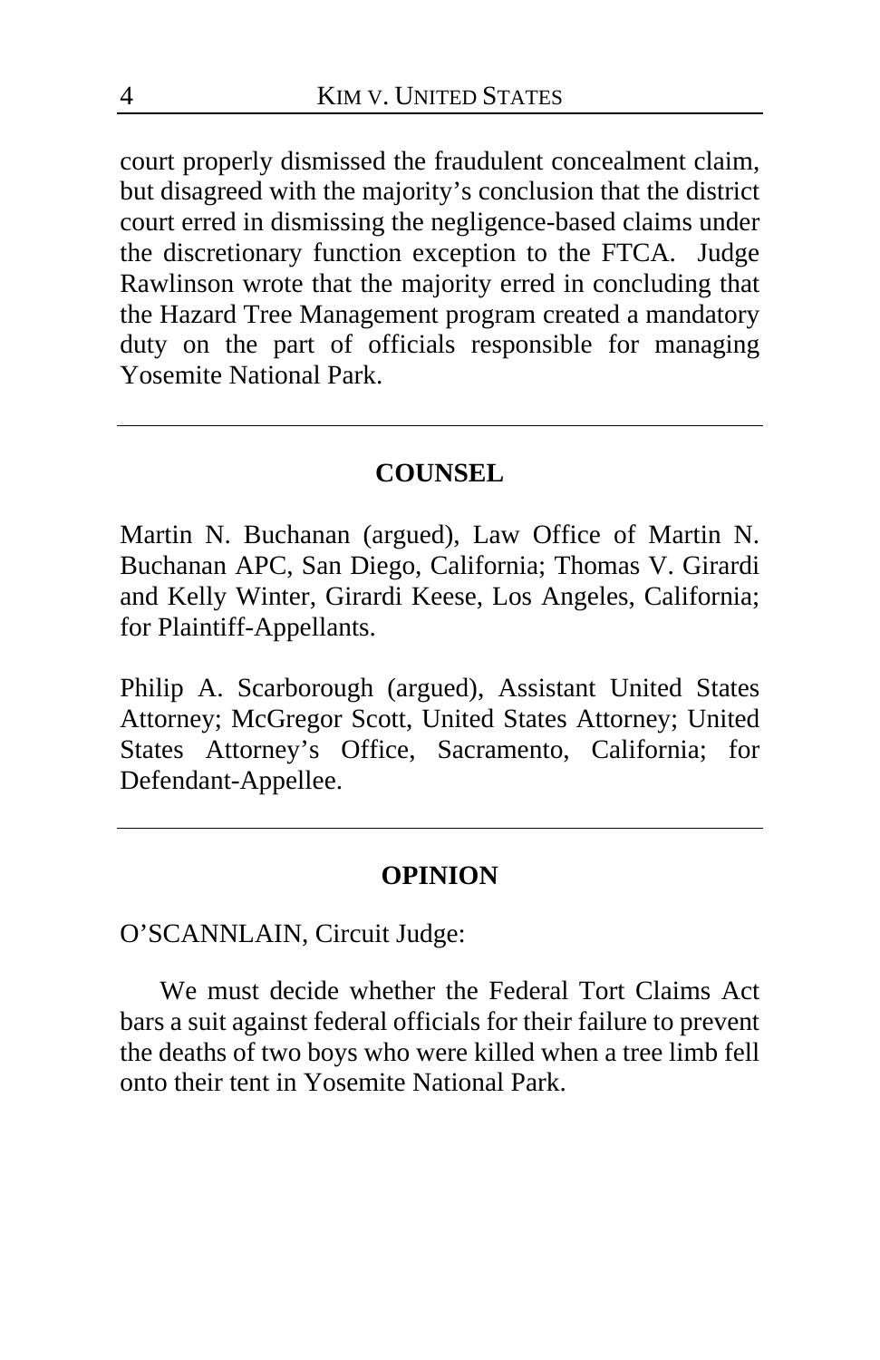court properly dismissed the fraudulent concealment claim, but disagreed with the majority's conclusion that the district court erred in dismissing the negligence-based claims under the discretionary function exception to the FTCA. Judge Rawlinson wrote that the majority erred in concluding that the Hazard Tree Management program created a mandatory duty on the part of officials responsible for managing Yosemite National Park.

---

## COUNSEL

Martin N. Buchanan (argued), Law Office of Martin N. Buchanan APC, San Diego, California; Thomas V. Girardi and Kelly Winter, Girardi Keese, Los Angeles, California; for Plaintiff-Appellants.

Philip A. Scarborough (argued), Assistant United States Attorney; McGregor Scott, United States Attorney; United States Attorney's Office, Sacramento, California; for Defendant-Appellee.

---

## OPINION

O'SCANNLAIN, Circuit Judge:

We must decide whether the Federal Tort Claims Act bars a suit against federal officials for their failure to prevent the deaths of two boys who were killed when a tree limb fell onto their tent in Yosemite National Park.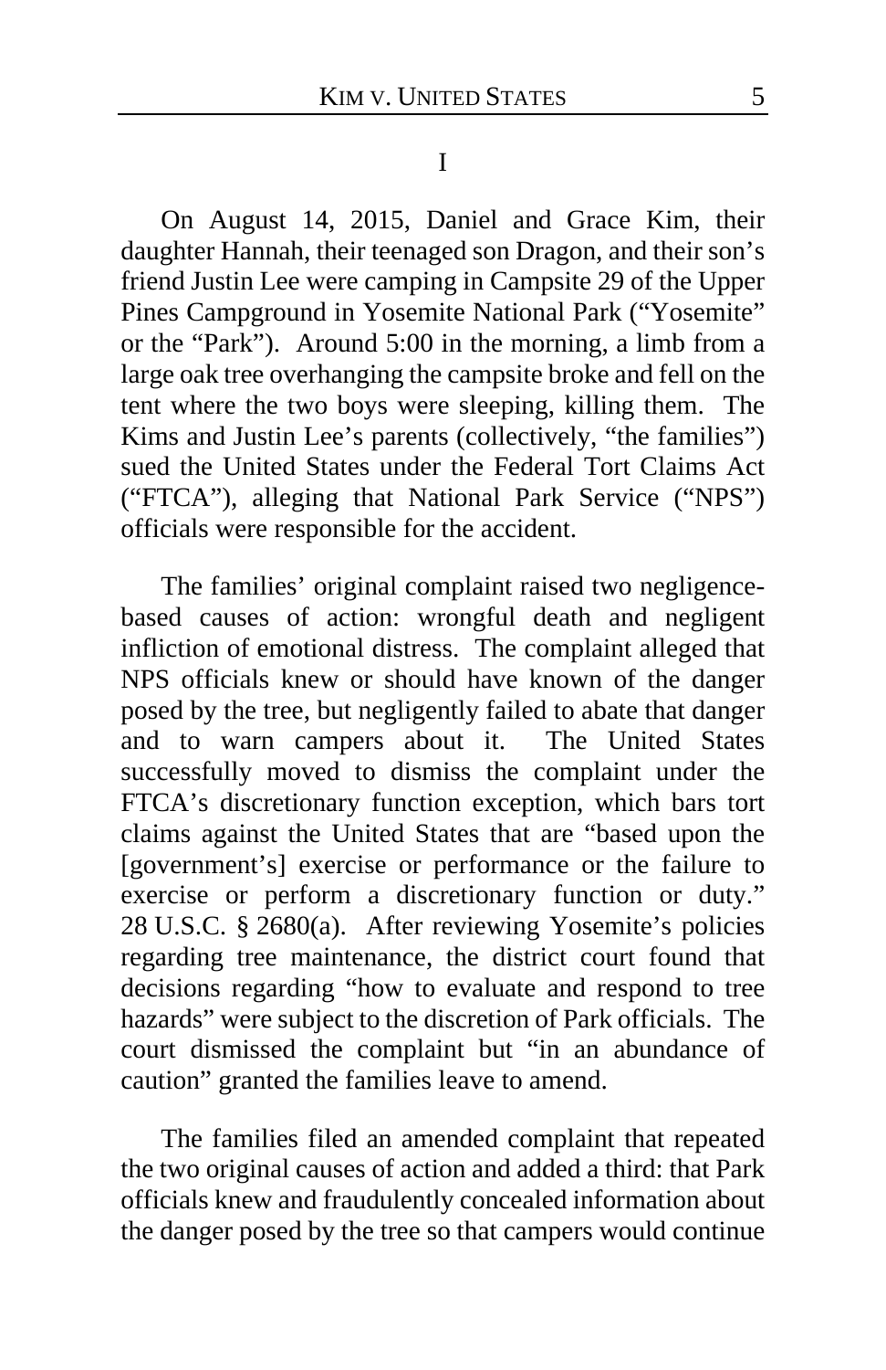# I

On August 14, 2015, Daniel and Grace Kim, their daughter Hannah, their teenaged son Dragon, and their son's friend Justin Lee were camping in Campsite 29 of the Upper Pines Campground in Yosemite National Park ("Yosemite" or the "Park"). Around 5:00 in the morning, a limb from a large oak tree overhanging the campsite broke and fell on the tent where the two boys were sleeping, killing them. The Kims and Justin Lee's parents (collectively, "the families") sued the United States under the Federal Tort Claims Act ("FTCA"), alleging that National Park Service ("NPS") officials were responsible for the accident.

The families' original complaint raised two negligence-based causes of action: wrongful death and negligent infliction of emotional distress. The complaint alleged that NPS officials knew or should have known of the danger posed by the tree, but negligently failed to abate that danger and to warn campers about it. The United States successfully moved to dismiss the complaint under the FTCA's discretionary function exception, which bars tort claims against the United States that are "based upon the [government's] exercise or performance or the failure to exercise or perform a discretionary function or duty." 28 U.S.C. § 2680(a). After reviewing Yosemite's policies regarding tree maintenance, the district court found that decisions regarding "how to evaluate and respond to tree hazards" were subject to the discretion of Park officials. The court dismissed the complaint but "in an abundance of caution" granted the families leave to amend.

The families filed an amended complaint that repeated the two original causes of action and added a third: that Park officials knew and fraudulently concealed information about the danger posed by the tree so that campers would continue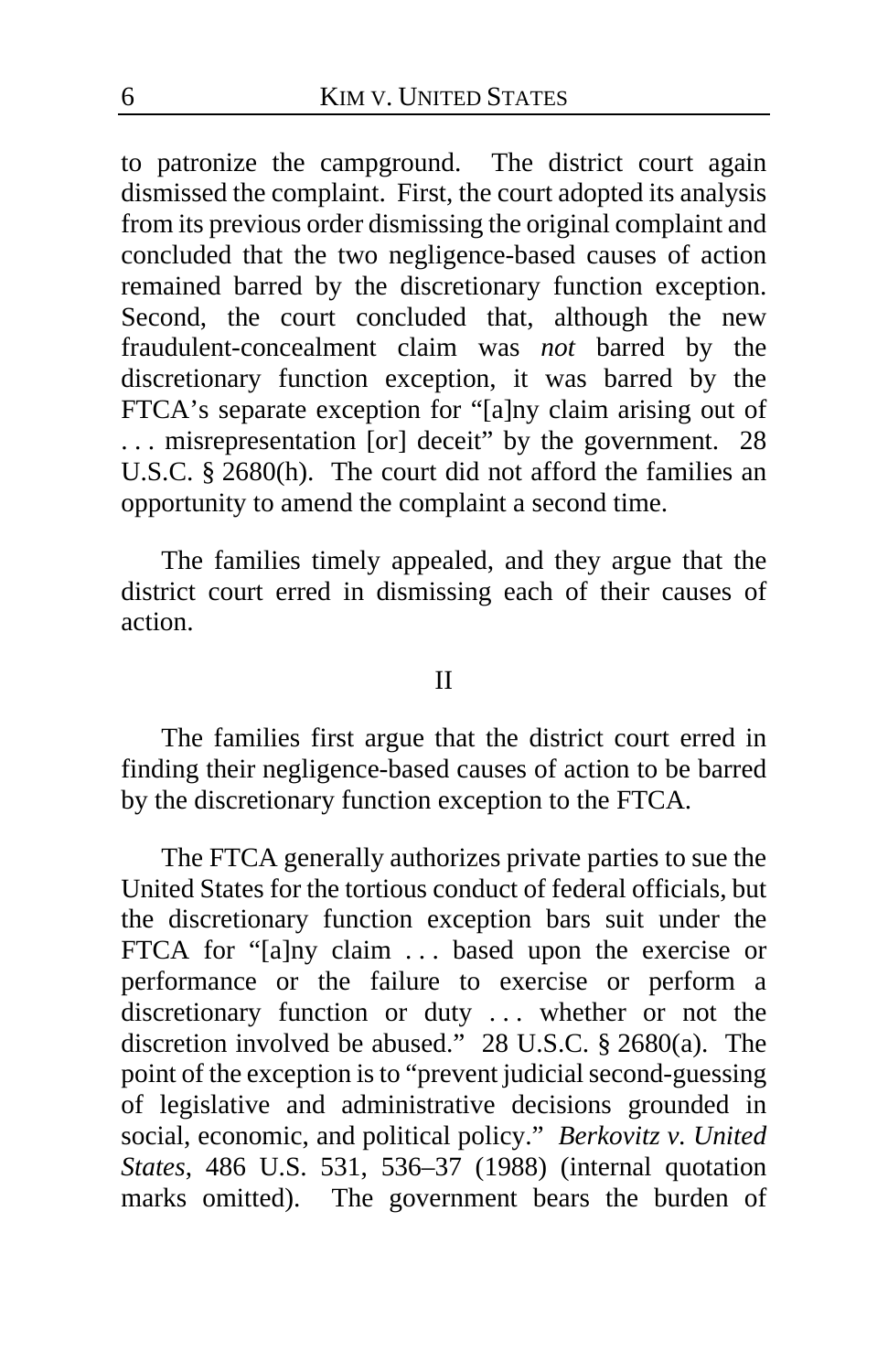to patronize the campground. The district court again dismissed the complaint. First, the court adopted its analysis from its previous order dismissing the original complaint and concluded that the two negligence-based causes of action remained barred by the discretionary function exception. Second, the court concluded that, although the new fraudulent-concealment claim was *not* barred by the discretionary function exception, it was barred by the FTCA's separate exception for "[a]ny claim arising out of . . . misrepresentation [or] deceit" by the government. 28 U.S.C. § 2680(h). The court did not afford the families an opportunity to amend the complaint a second time.

The families timely appealed, and they argue that the district court erred in dismissing each of their causes of action.

## II

The families first argue that the district court erred in finding their negligence-based causes of action to be barred by the discretionary function exception to the FTCA.

The FTCA generally authorizes private parties to sue the United States for the tortious conduct of federal officials, but the discretionary function exception bars suit under the FTCA for "[a]ny claim . . . based upon the exercise or performance or the failure to exercise or perform a discretionary function or duty . . . whether or not the discretion involved be abused." 28 U.S.C. § 2680(a). The point of the exception is to "prevent judicial second-guessing of legislative and administrative decisions grounded in social, economic, and political policy." *Berkovitz v. United States*, 486 U.S. 531, 536–37 (1988) (internal quotation marks omitted). The government bears the burden of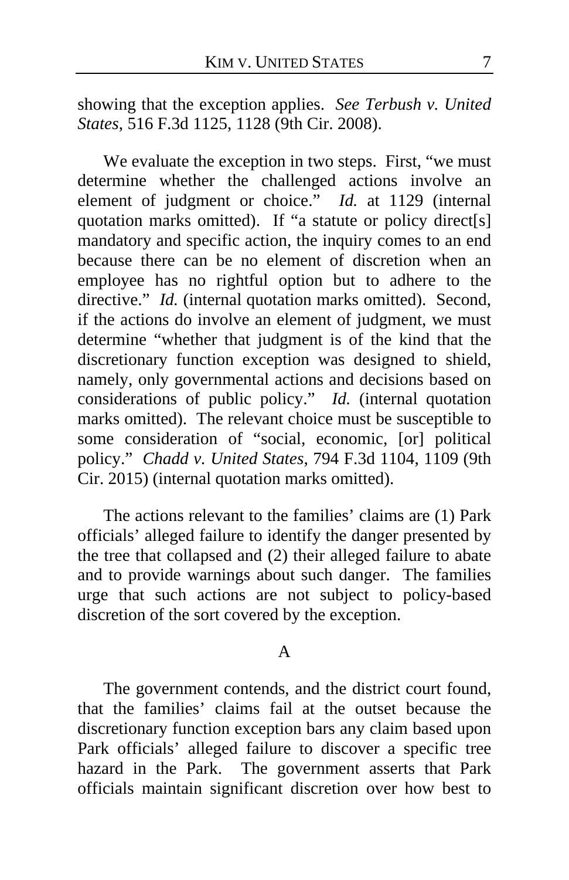showing that the exception applies. *See Terbush v. United States*, 516 F.3d 1125, 1128 (9th Cir. 2008).

We evaluate the exception in two steps. First, "we must determine whether the challenged actions involve an element of judgment or choice." *Id.* at 1129 (internal quotation marks omitted). If "a statute or policy direct[s] mandatory and specific action, the inquiry comes to an end because there can be no element of discretion when an employee has no rightful option but to adhere to the directive." *Id.* (internal quotation marks omitted). Second, if the actions do involve an element of judgment, we must determine "whether that judgment is of the kind that the discretionary function exception was designed to shield, namely, only governmental actions and decisions based on considerations of public policy." *Id.* (internal quotation marks omitted). The relevant choice must be susceptible to some consideration of "social, economic, [or] political policy." *Chadd v. United States*, 794 F.3d 1104, 1109 (9th Cir. 2015) (internal quotation marks omitted).

The actions relevant to the families' claims are (1) Park officials' alleged failure to identify the danger presented by the tree that collapsed and (2) their alleged failure to abate and to provide warnings about such danger. The families urge that such actions are not subject to policy-based discretion of the sort covered by the exception.

## A

The government contends, and the district court found, that the families' claims fail at the outset because the discretionary function exception bars any claim based upon Park officials' alleged failure to discover a specific tree hazard in the Park. The government asserts that Park officials maintain significant discretion over how best to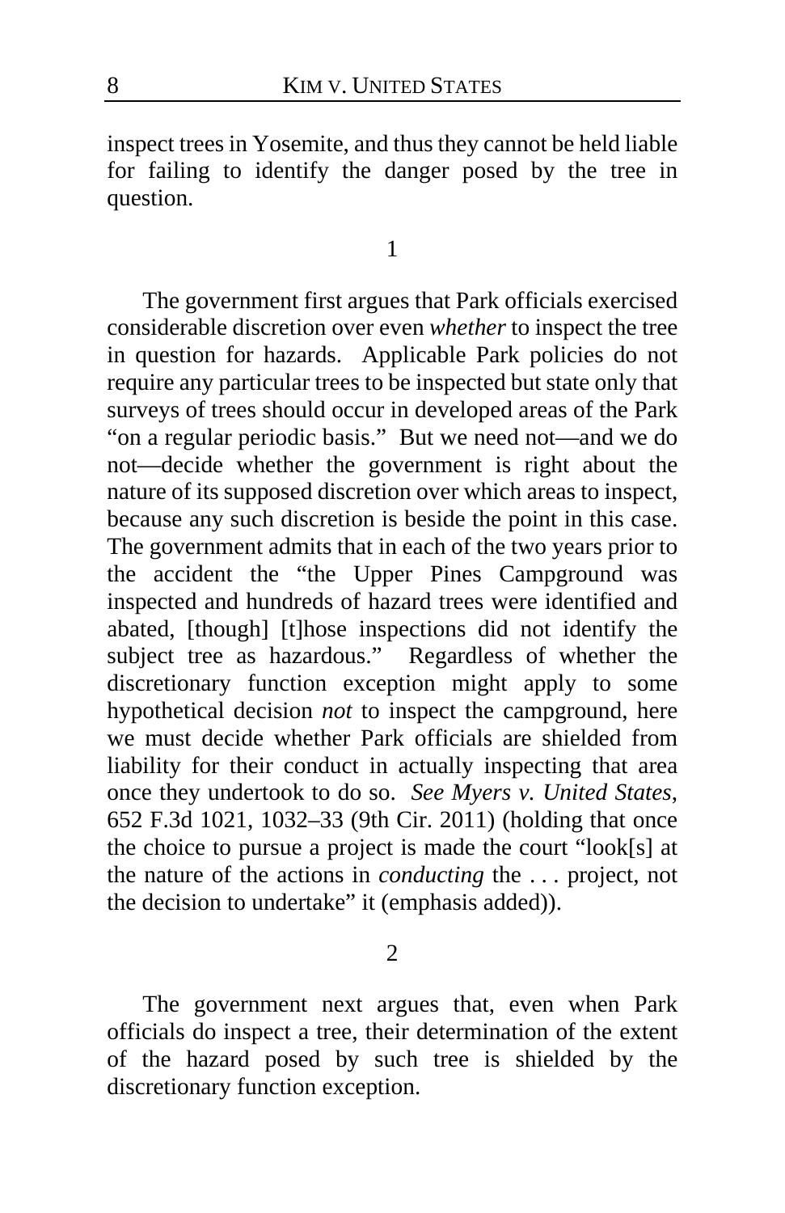inspect trees in Yosemite, and thus they cannot be held liable for failing to identify the danger posed by the tree in question.

1

The government first argues that Park officials exercised considerable discretion over even *whether* to inspect the tree in question for hazards. Applicable Park policies do not require any particular trees to be inspected but state only that surveys of trees should occur in developed areas of the Park "on a regular periodic basis." But we need not—and we do not—decide whether the government is right about the nature of its supposed discretion over which areas to inspect, because any such discretion is beside the point in this case. The government admits that in each of the two years prior to the accident the "the Upper Pines Campground was inspected and hundreds of hazard trees were identified and abated, [though] [t]hose inspections did not identify the subject tree as hazardous." Regardless of whether the discretionary function exception might apply to some hypothetical decision *not* to inspect the campground, here we must decide whether Park officials are shielded from liability for their conduct in actually inspecting that area once they undertook to do so. *See Myers v. United States*, 652 F.3d 1021, 1032–33 (9th Cir. 2011) (holding that once the choice to pursue a project is made the court "look[s] at the nature of the actions in *conducting* the . . . project, not the decision to undertake" it (emphasis added)).

2

The government next argues that, even when Park officials do inspect a tree, their determination of the extent of the hazard posed by such tree is shielded by the discretionary function exception.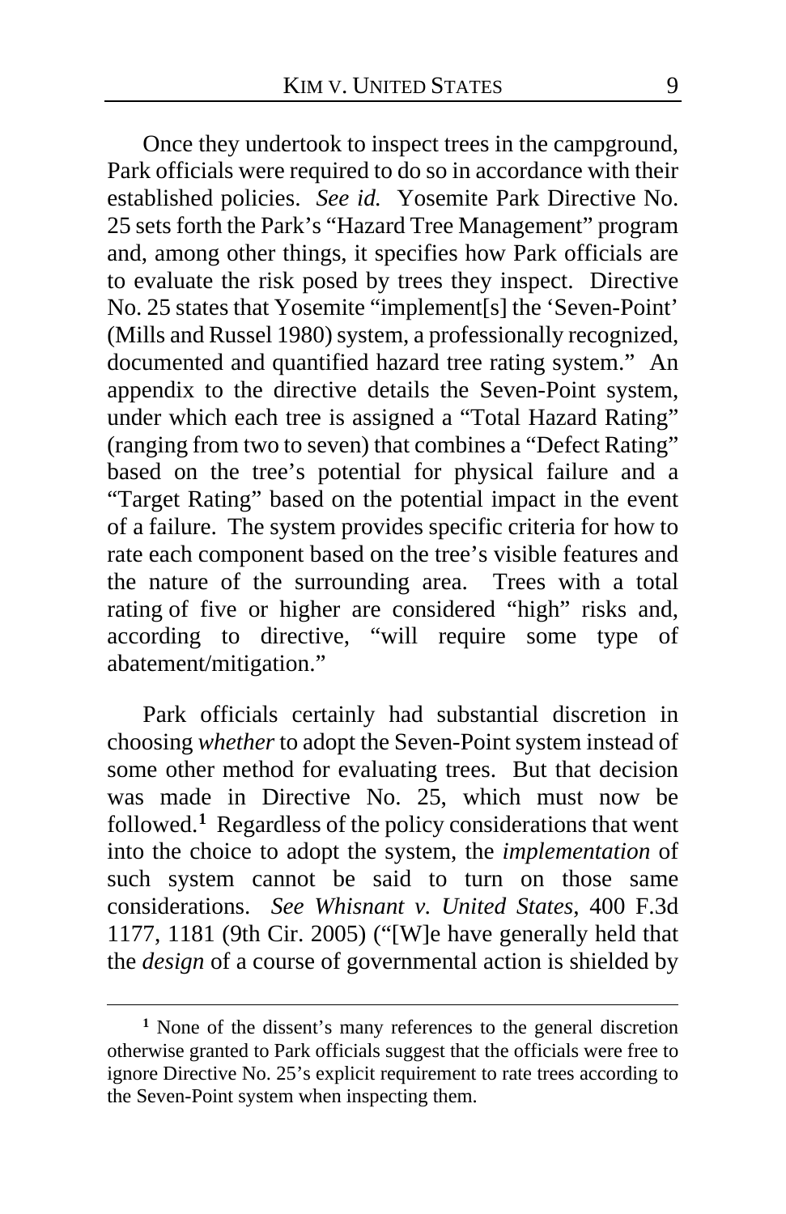Once they undertook to inspect trees in the campground, Park officials were required to do so in accordance with their established policies. *See id.* Yosemite Park Directive No. 25 sets forth the Park's "Hazard Tree Management" program and, among other things, it specifies how Park officials are to evaluate the risk posed by trees they inspect. Directive No. 25 states that Yosemite "implement[s] the 'Seven-Point' (Mills and Russel 1980) system, a professionally recognized, documented and quantified hazard tree rating system." An appendix to the directive details the Seven-Point system, under which each tree is assigned a "Total Hazard Rating" (ranging from two to seven) that combines a "Defect Rating" based on the tree's potential for physical failure and a "Target Rating" based on the potential impact in the event of a failure. The system provides specific criteria for how to rate each component based on the tree's visible features and the nature of the surrounding area. Trees with a total rating of five or higher are considered "high" risks and, according to directive, "will require some type of abatement/mitigation."

Park officials certainly had substantial discretion in choosing *whether* to adopt the Seven-Point system instead of some other method for evaluating trees. But that decision was made in Directive No. 25, which must now be followed.[1] Regardless of the policy considerations that went into the choice to adopt the system, the *implementation* of such system cannot be said to turn on those same considerations. *See Whisnant v. United States*, 400 F.3d 1177, 1181 (9th Cir. 2005) ("[W]e have generally held that the *design* of a course of governmental action is shielded by

[1] None of the dissent's many references to the general discretion otherwise granted to Park officials suggest that the officials were free to ignore Directive No. 25's explicit requirement to rate trees according to the Seven-Point system when inspecting them.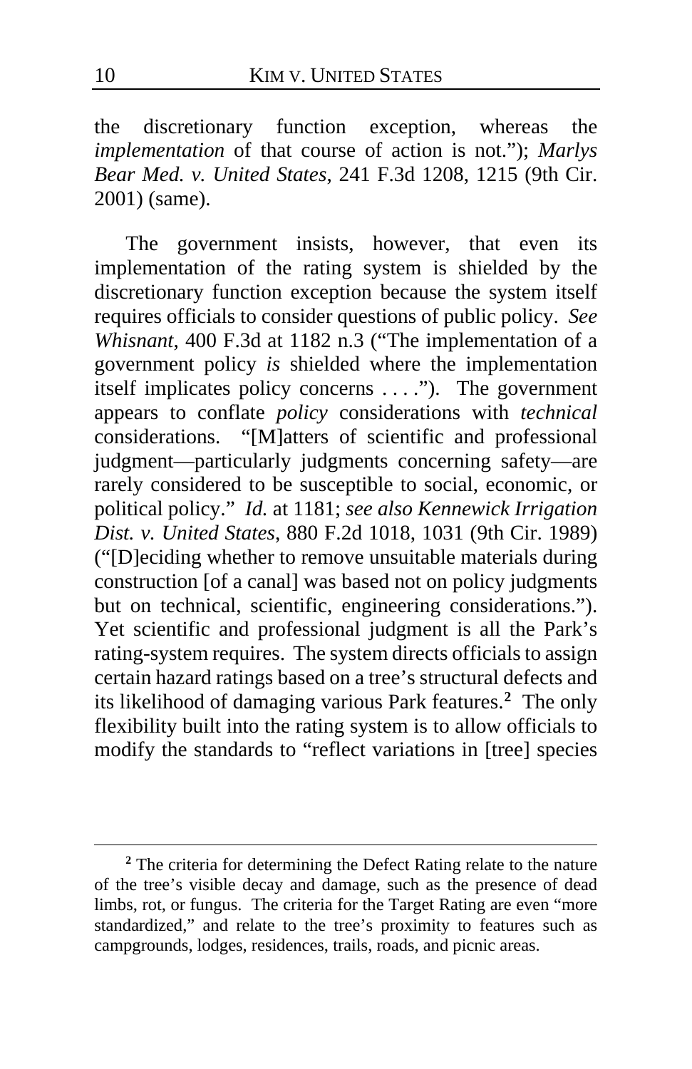the discretionary function exception, whereas the *implementation* of that course of action is not."); *Marlys Bear Med. v. United States*, 241 F.3d 1208, 1215 (9th Cir. 2001) (same).

The government insists, however, that even its implementation of the rating system is shielded by the discretionary function exception because the system itself requires officials to consider questions of public policy. *See Whisnant*, 400 F.3d at 1182 n.3 ("The implementation of a government policy *is* shielded where the implementation itself implicates policy concerns . . . ."). The government appears to conflate *policy* considerations with *technical* considerations. "[M]atters of scientific and professional judgment—particularly judgments concerning safety—are rarely considered to be susceptible to social, economic, or political policy." *Id.* at 1181; *see also Kennewick Irrigation Dist. v. United States*, 880 F.2d 1018, 1031 (9th Cir. 1989) ("[D]eciding whether to remove unsuitable materials during construction [of a canal] was based not on policy judgments but on technical, scientific, engineering considerations."). Yet scientific and professional judgment is all the Park's rating-system requires. The system directs officials to assign certain hazard ratings based on a tree's structural defects and its likelihood of damaging various Park features.[2] The only flexibility built into the rating system is to allow officials to modify the standards to "reflect variations in [tree] species

---

[2] The criteria for determining the Defect Rating relate to the nature of the tree's visible decay and damage, such as the presence of dead limbs, rot, or fungus. The criteria for the Target Rating are even "more standardized," and relate to the tree's proximity to features such as campgrounds, lodges, residences, trails, roads, and picnic areas.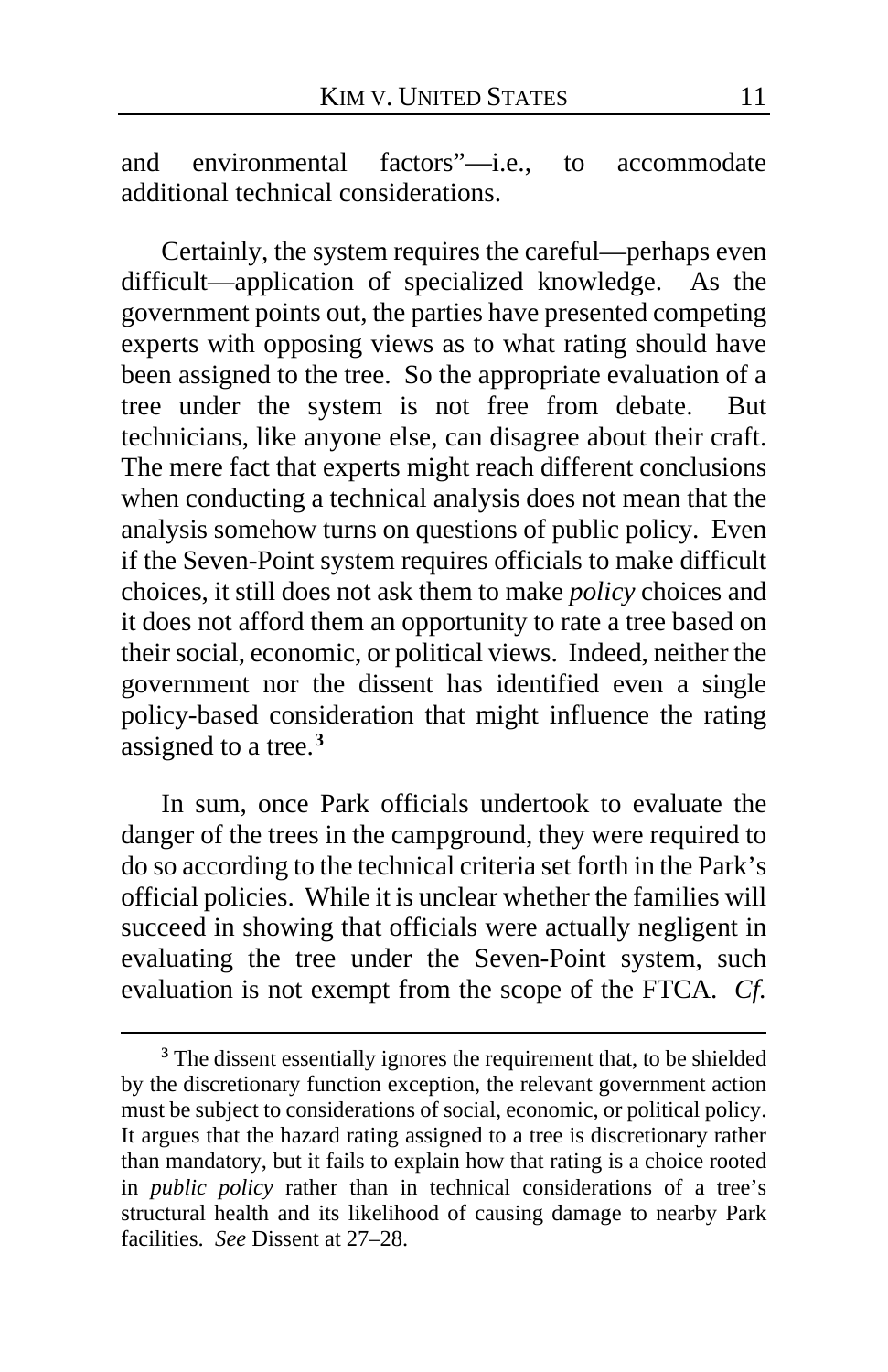and environmental factors"—i.e., to accommodate additional technical considerations.

Certainly, the system requires the careful—perhaps even difficult—application of specialized knowledge. As the government points out, the parties have presented competing experts with opposing views as to what rating should have been assigned to the tree. So the appropriate evaluation of a tree under the system is not free from debate. But technicians, like anyone else, can disagree about their craft. The mere fact that experts might reach different conclusions when conducting a technical analysis does not mean that the analysis somehow turns on questions of public policy. Even if the Seven-Point system requires officials to make difficult choices, it still does not ask them to make *policy* choices and it does not afford them an opportunity to rate a tree based on their social, economic, or political views. Indeed, neither the government nor the dissent has identified even a single policy-based consideration that might influence the rating assigned to a tree.[3]

In sum, once Park officials undertook to evaluate the danger of the trees in the campground, they were required to do so according to the technical criteria set forth in the Park's official policies. While it is unclear whether the families will succeed in showing that officials were actually negligent in evaluating the tree under the Seven-Point system, such evaluation is not exempt from the scope of the FTCA. *Cf.*

[3] The dissent essentially ignores the requirement that, to be shielded by the discretionary function exception, the relevant government action must be subject to considerations of social, economic, or political policy. It argues that the hazard rating assigned to a tree is discretionary rather than mandatory, but it fails to explain how that rating is a choice rooted in *public policy* rather than in technical considerations of a tree's structural health and its likelihood of causing damage to nearby Park facilities. *See* Dissent at 27–28.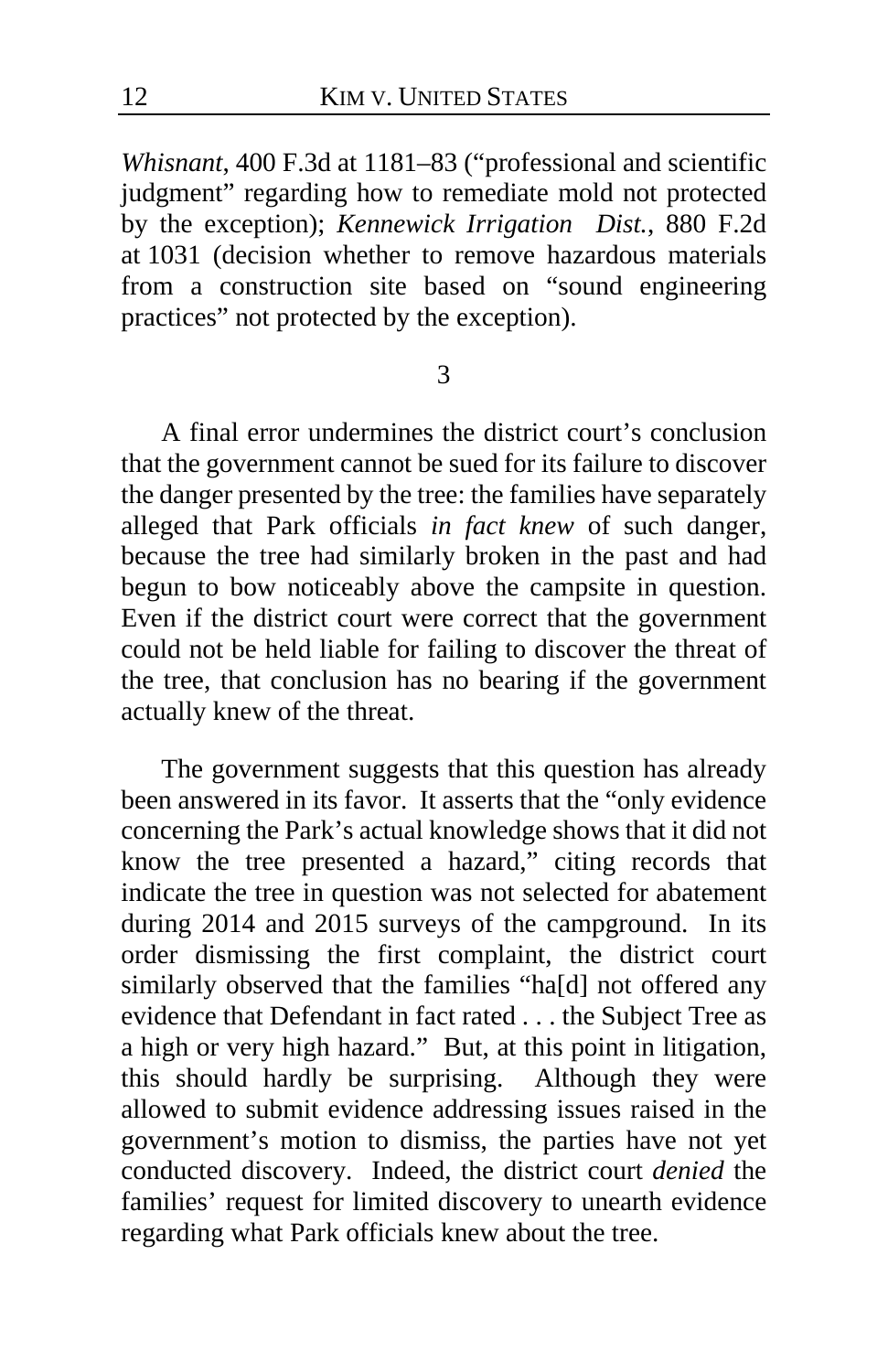*Whisnant*, 400 F.3d at 1181–83 ("professional and scientific judgment" regarding how to remediate mold not protected by the exception); *Kennewick Irrigation Dist.*, 880 F.2d at 1031 (decision whether to remove hazardous materials from a construction site based on "sound engineering practices" not protected by the exception).

3

A final error undermines the district court's conclusion that the government cannot be sued for its failure to discover the danger presented by the tree: the families have separately alleged that Park officials *in fact knew* of such danger, because the tree had similarly broken in the past and had begun to bow noticeably above the campsite in question. Even if the district court were correct that the government could not be held liable for failing to discover the threat of the tree, that conclusion has no bearing if the government actually knew of the threat.

The government suggests that this question has already been answered in its favor. It asserts that the "only evidence concerning the Park's actual knowledge shows that it did not know the tree presented a hazard," citing records that indicate the tree in question was not selected for abatement during 2014 and 2015 surveys of the campground. In its order dismissing the first complaint, the district court similarly observed that the families "ha[d] not offered any evidence that Defendant in fact rated . . . the Subject Tree as a high or very high hazard." But, at this point in litigation, this should hardly be surprising. Although they were allowed to submit evidence addressing issues raised in the government's motion to dismiss, the parties have not yet conducted discovery. Indeed, the district court *denied* the families' request for limited discovery to unearth evidence regarding what Park officials knew about the tree.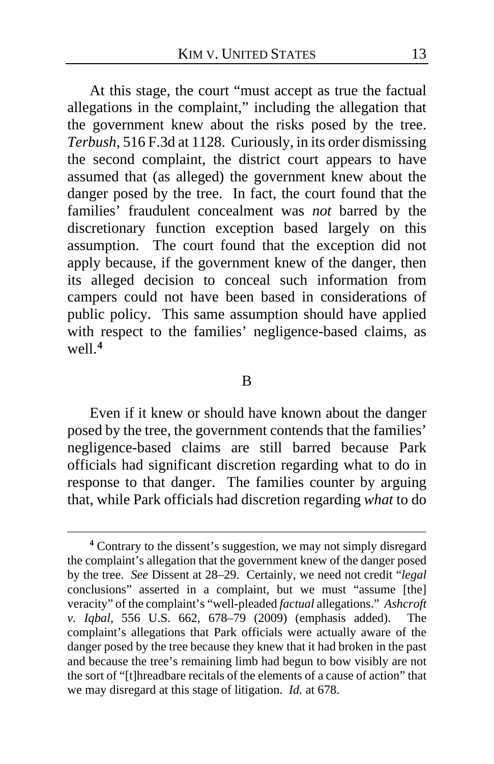At this stage, the court "must accept as true the factual allegations in the complaint," including the allegation that the government knew about the risks posed by the tree. *Terbush*, 516 F.3d at 1128. Curiously, in its order dismissing the second complaint, the district court appears to have assumed that (as alleged) the government knew about the danger posed by the tree. In fact, the court found that the families' fraudulent concealment was *not* barred by the discretionary function exception based largely on this assumption. The court found that the exception did not apply because, if the government knew of the danger, then its alleged decision to conceal such information from campers could not have been based in considerations of public policy. This same assumption should have applied with respect to the families' negligence-based claims, as well.[4]

## B

Even if it knew or should have known about the danger posed by the tree, the government contends that the families' negligence-based claims are still barred because Park officials had significant discretion regarding what to do in response to that danger. The families counter by arguing that, while Park officials had discretion regarding *what* to do

---

[4] Contrary to the dissent's suggestion, we may not simply disregard the complaint's allegation that the government knew of the danger posed by the tree. *See* Dissent at 28–29. Certainly, we need not credit "*legal* conclusions" asserted in a complaint, but we must "assume [the] veracity" of the complaint's "well-pleaded *factual* allegations." *Ashcroft v. Iqbal*, 556 U.S. 662, 678–79 (2009) (emphasis added). The complaint's allegations that Park officials were actually aware of the danger posed by the tree because they knew that it had broken in the past and because the tree's remaining limb had begun to bow visibly are not the sort of "[t]hreadbare recitals of the elements of a cause of action" that we may disregard at this stage of litigation. *Id.* at 678.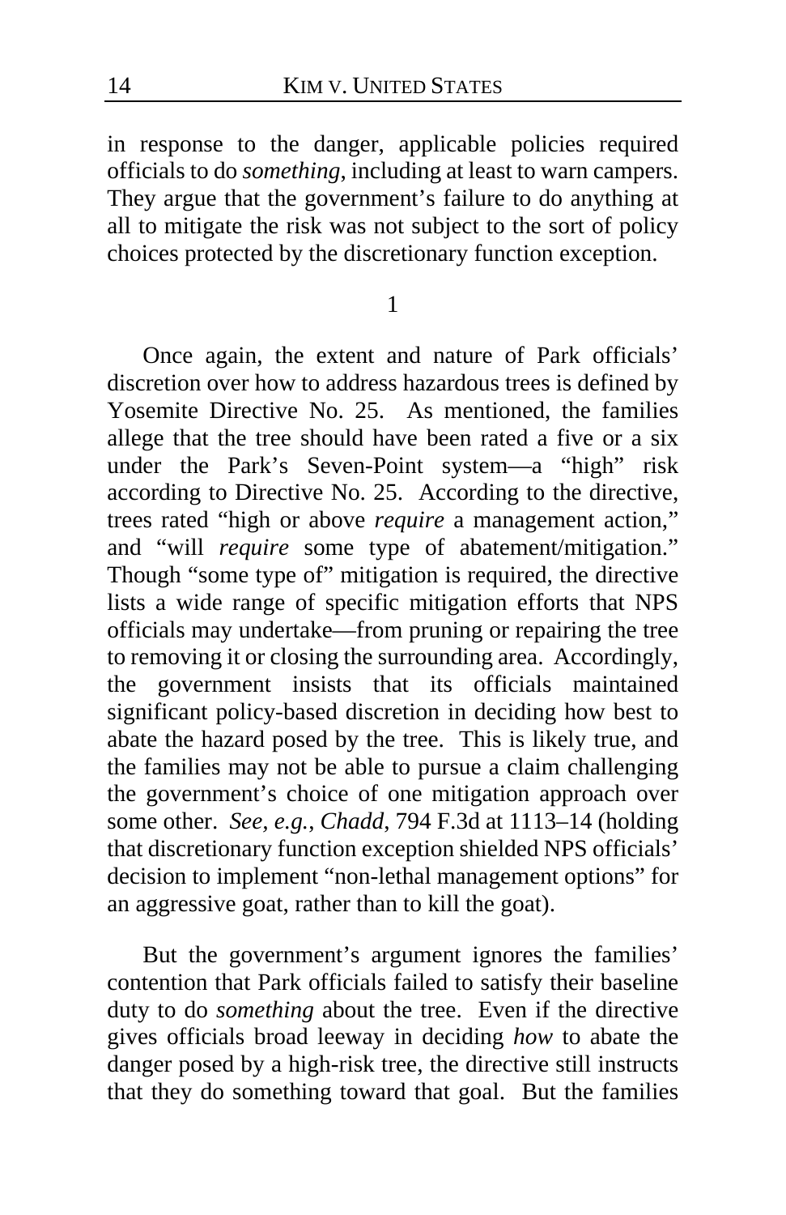in response to the danger, applicable policies required officials to do *something*, including at least to warn campers. They argue that the government's failure to do anything at all to mitigate the risk was not subject to the sort of policy choices protected by the discretionary function exception.

1

Once again, the extent and nature of Park officials' discretion over how to address hazardous trees is defined by Yosemite Directive No. 25. As mentioned, the families allege that the tree should have been rated a five or a six under the Park's Seven-Point system—a "high" risk according to Directive No. 25. According to the directive, trees rated "high or above *require* a management action," and "will *require* some type of abatement/mitigation." Though "some type of" mitigation is required, the directive lists a wide range of specific mitigation efforts that NPS officials may undertake—from pruning or repairing the tree to removing it or closing the surrounding area. Accordingly, the government insists that its officials maintained significant policy-based discretion in deciding how best to abate the hazard posed by the tree. This is likely true, and the families may not be able to pursue a claim challenging the government's choice of one mitigation approach over some other. *See, e.g.*, *Chadd*, 794 F.3d at 1113–14 (holding that discretionary function exception shielded NPS officials' decision to implement "non-lethal management options" for an aggressive goat, rather than to kill the goat).

But the government's argument ignores the families' contention that Park officials failed to satisfy their baseline duty to do *something* about the tree. Even if the directive gives officials broad leeway in deciding *how* to abate the danger posed by a high-risk tree, the directive still instructs that they do something toward that goal. But the families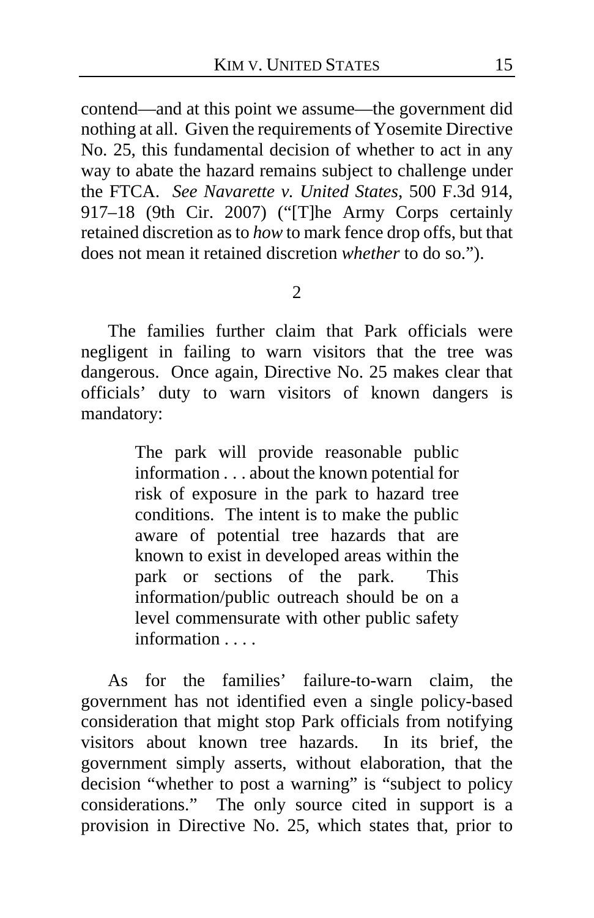contend—and at this point we assume—the government did nothing at all. Given the requirements of Yosemite Directive No. 25, this fundamental decision of whether to act in any way to abate the hazard remains subject to challenge under the FTCA. *See Navarette v. United States*, 500 F.3d 914, 917–18 (9th Cir. 2007) ("[T]he Army Corps certainly retained discretion as to *how* to mark fence drop offs, but that does not mean it retained discretion *whether* to do so.").

2

The families further claim that Park officials were negligent in failing to warn visitors that the tree was dangerous. Once again, Directive No. 25 makes clear that officials' duty to warn visitors of known dangers is mandatory:

> The park will provide reasonable public information . . . about the known potential for risk of exposure in the park to hazard tree conditions. The intent is to make the public aware of potential tree hazards that are known to exist in developed areas within the park or sections of the park. This information/public outreach should be on a level commensurate with other public safety information . . . .

As for the families' failure-to-warn claim, the government has not identified even a single policy-based consideration that might stop Park officials from notifying visitors about known tree hazards. In its brief, the government simply asserts, without elaboration, that the decision "whether to post a warning" is "subject to policy considerations." The only source cited in support is a provision in Directive No. 25, which states that, prior to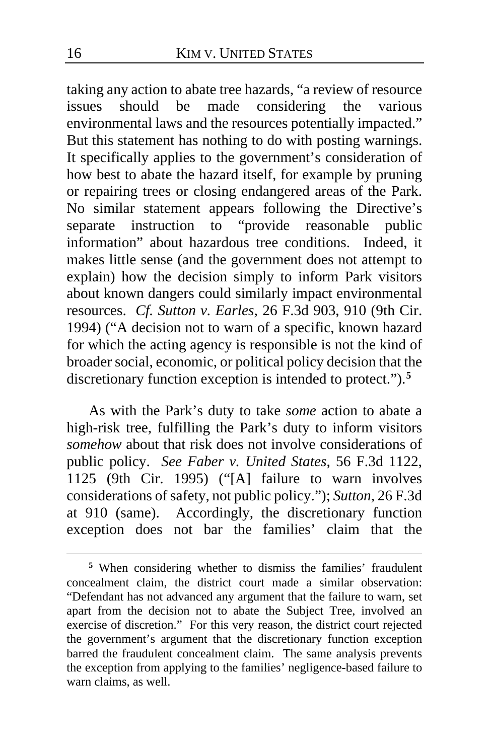taking any action to abate tree hazards, "a review of resource issues should be made considering the various environmental laws and the resources potentially impacted." But this statement has nothing to do with posting warnings. It specifically applies to the government's consideration of how best to abate the hazard itself, for example by pruning or repairing trees or closing endangered areas of the Park. No similar statement appears following the Directive's separate instruction to "provide reasonable public information" about hazardous tree conditions. Indeed, it makes little sense (and the government does not attempt to explain) how the decision simply to inform Park visitors about known dangers could similarly impact environmental resources. *Cf. Sutton v. Earles*, 26 F.3d 903, 910 (9th Cir. 1994) ("A decision not to warn of a specific, known hazard for which the acting agency is responsible is not the kind of broader social, economic, or political policy decision that the discretionary function exception is intended to protect.").[5]

As with the Park's duty to take *some* action to abate a high-risk tree, fulfilling the Park's duty to inform visitors *somehow* about that risk does not involve considerations of public policy. *See Faber v. United States*, 56 F.3d 1122, 1125 (9th Cir. 1995) ("[A] failure to warn involves considerations of safety, not public policy."); *Sutton*, 26 F.3d at 910 (same). Accordingly, the discretionary function exception does not bar the families' claim that the

[5] When considering whether to dismiss the families' fraudulent concealment claim, the district court made a similar observation: "Defendant has not advanced any argument that the failure to warn, set apart from the decision not to abate the Subject Tree, involved an exercise of discretion." For this very reason, the district court rejected the government's argument that the discretionary function exception barred the fraudulent concealment claim. The same analysis prevents the exception from applying to the families' negligence-based failure to warn claims, as well.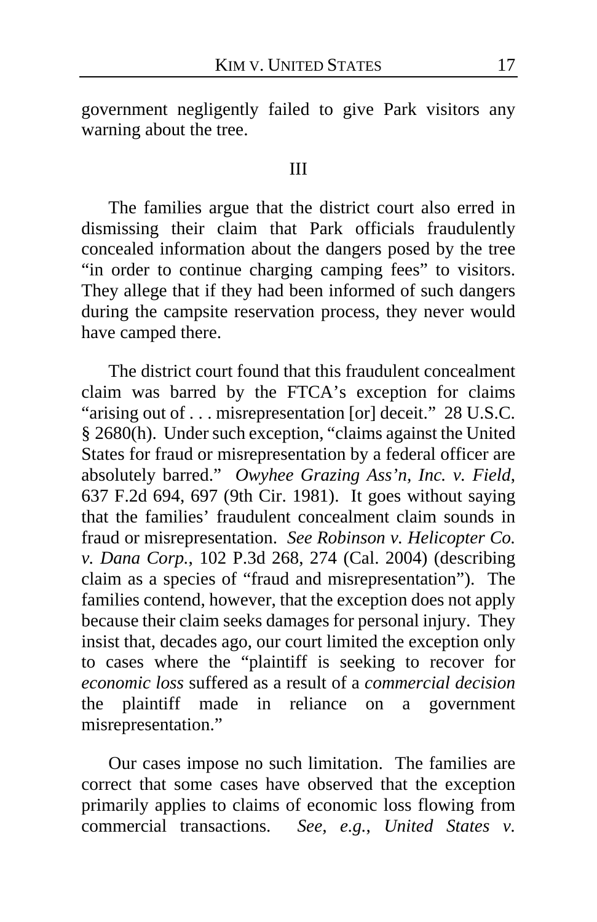government negligently failed to give Park visitors any warning about the tree.

III

The families argue that the district court also erred in dismissing their claim that Park officials fraudulently concealed information about the dangers posed by the tree "in order to continue charging camping fees" to visitors. They allege that if they had been informed of such dangers during the campsite reservation process, they never would have camped there.

The district court found that this fraudulent concealment claim was barred by the FTCA's exception for claims "arising out of . . . misrepresentation [or] deceit." 28 U.S.C. § 2680(h). Under such exception, "claims against the United States for fraud or misrepresentation by a federal officer are absolutely barred." *Owyhee Grazing Ass'n, Inc. v. Field*, 637 F.2d 694, 697 (9th Cir. 1981). It goes without saying that the families' fraudulent concealment claim sounds in fraud or misrepresentation. *See Robinson v. Helicopter Co. v. Dana Corp.*, 102 P.3d 268, 274 (Cal. 2004) (describing claim as a species of "fraud and misrepresentation"). The families contend, however, that the exception does not apply because their claim seeks damages for personal injury. They insist that, decades ago, our court limited the exception only to cases where the "plaintiff is seeking to recover for *economic loss* suffered as a result of a *commercial decision* the plaintiff made in reliance on a government misrepresentation."

Our cases impose no such limitation. The families are correct that some cases have observed that the exception primarily applies to claims of economic loss flowing from commercial transactions. *See, e.g.*, *United States v.*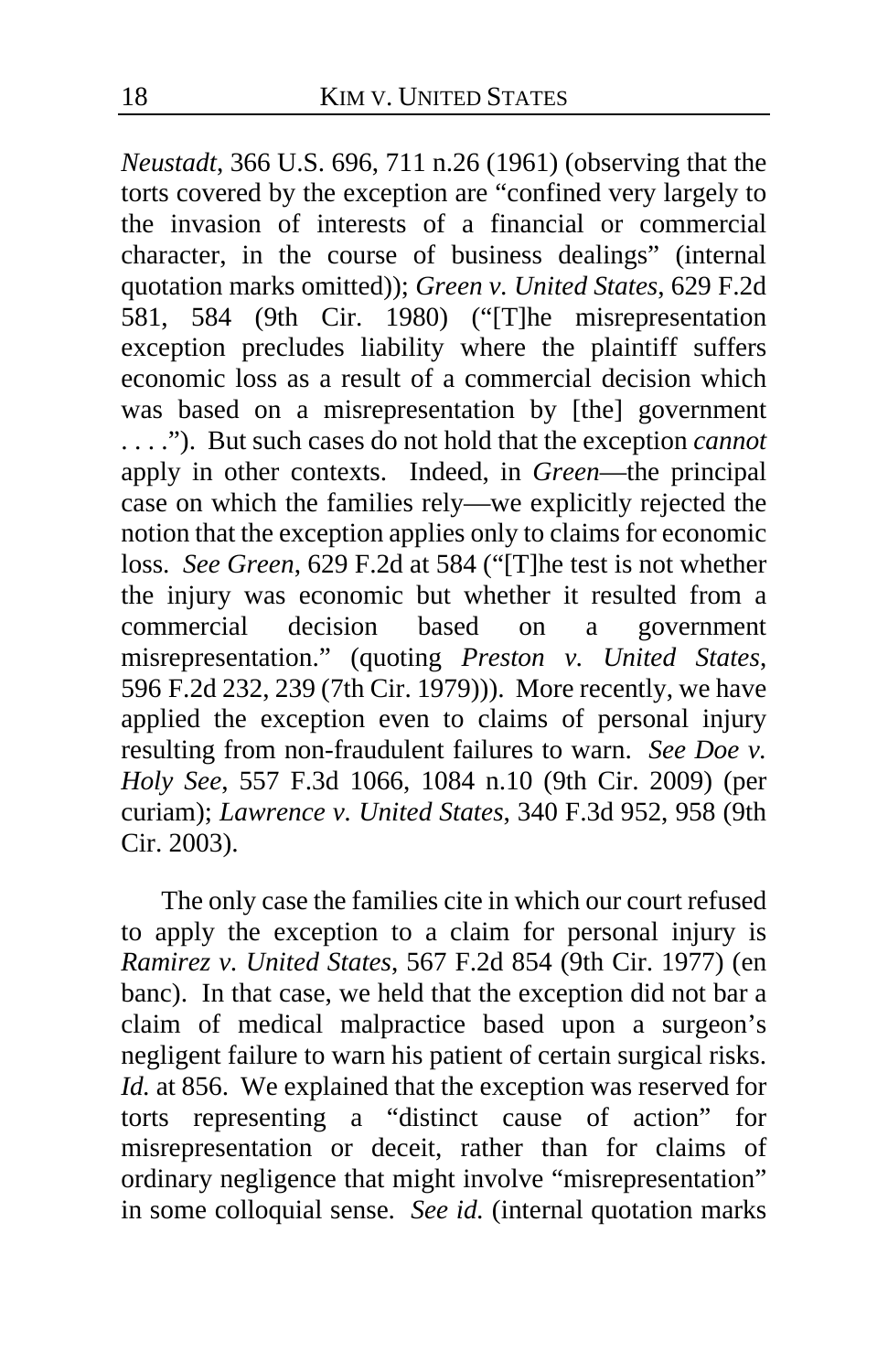*Neustadt*, 366 U.S. 696, 711 n.26 (1961) (observing that the torts covered by the exception are "confined very largely to the invasion of interests of a financial or commercial character, in the course of business dealings" (internal quotation marks omitted)); *Green v. United States*, 629 F.2d 581, 584 (9th Cir. 1980) ("[T]he misrepresentation exception precludes liability where the plaintiff suffers economic loss as a result of a commercial decision which was based on a misrepresentation by [the] government . . . ."). But such cases do not hold that the exception *cannot* apply in other contexts. Indeed, in *Green*—the principal case on which the families rely—we explicitly rejected the notion that the exception applies only to claims for economic loss. *See Green*, 629 F.2d at 584 ("[T]he test is not whether the injury was economic but whether it resulted from a commercial decision based on a government misrepresentation." (quoting *Preston v. United States*, 596 F.2d 232, 239 (7th Cir. 1979))). More recently, we have applied the exception even to claims of personal injury resulting from non-fraudulent failures to warn. *See Doe v. Holy See*, 557 F.3d 1066, 1084 n.10 (9th Cir. 2009) (per curiam); *Lawrence v. United States*, 340 F.3d 952, 958 (9th Cir. 2003).

The only case the families cite in which our court refused to apply the exception to a claim for personal injury is *Ramirez v. United States*, 567 F.2d 854 (9th Cir. 1977) (en banc). In that case, we held that the exception did not bar a claim of medical malpractice based upon a surgeon's negligent failure to warn his patient of certain surgical risks. *Id.* at 856. We explained that the exception was reserved for torts representing a "distinct cause of action" for misrepresentation or deceit, rather than for claims of ordinary negligence that might involve "misrepresentation" in some colloquial sense. *See id.* (internal quotation marks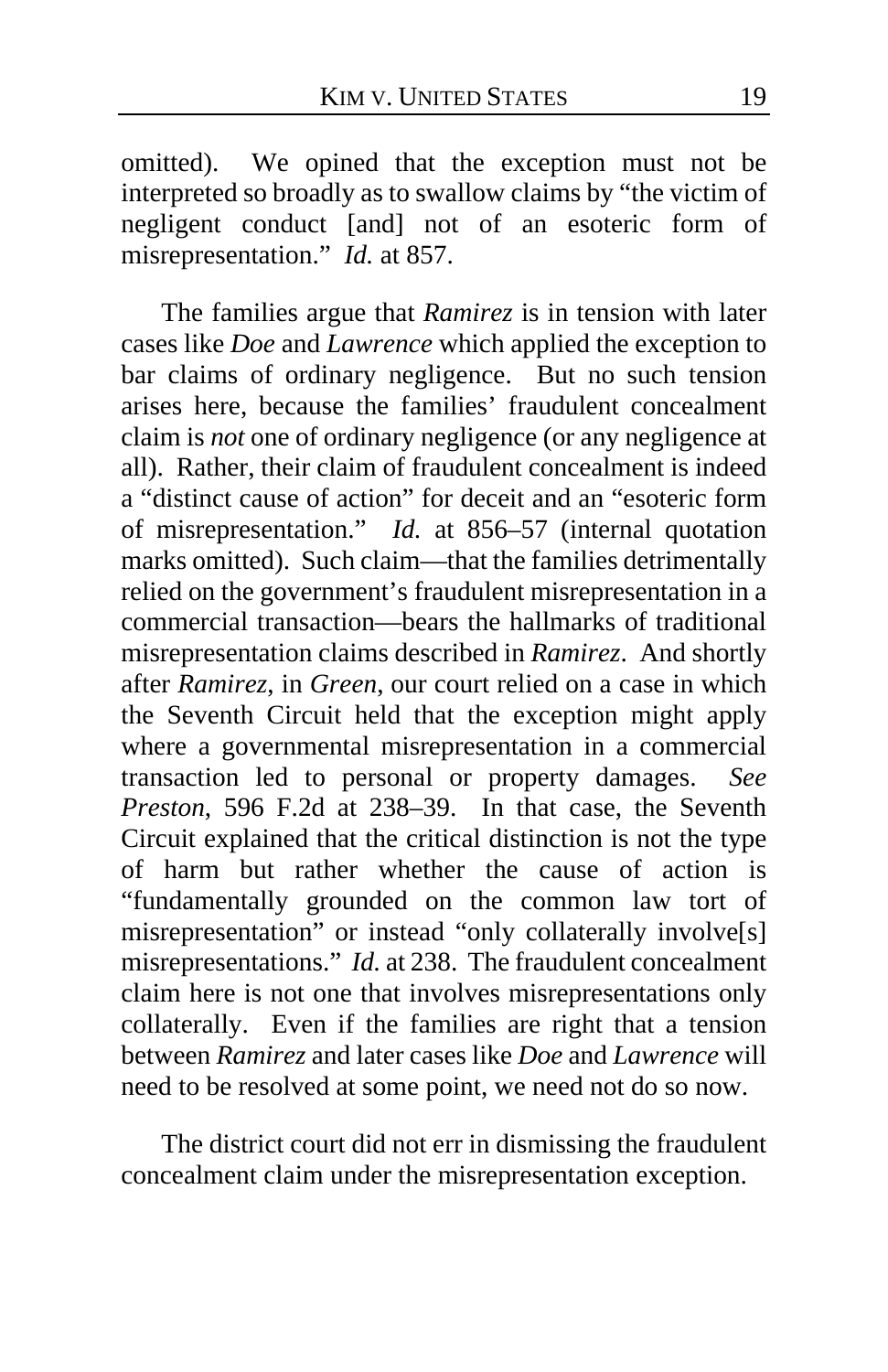omitted). We opined that the exception must not be interpreted so broadly as to swallow claims by "the victim of negligent conduct [and] not of an esoteric form of misrepresentation." *Id.* at 857.

The families argue that *Ramirez* is in tension with later cases like *Doe* and *Lawrence* which applied the exception to bar claims of ordinary negligence. But no such tension arises here, because the families' fraudulent concealment claim is *not* one of ordinary negligence (or any negligence at all). Rather, their claim of fraudulent concealment is indeed a "distinct cause of action" for deceit and an "esoteric form of misrepresentation." *Id.* at 856–57 (internal quotation marks omitted). Such claim—that the families detrimentally relied on the government's fraudulent misrepresentation in a commercial transaction—bears the hallmarks of traditional misrepresentation claims described in *Ramirez*. And shortly after *Ramirez*, in *Green*, our court relied on a case in which the Seventh Circuit held that the exception might apply where a governmental misrepresentation in a commercial transaction led to personal or property damages. *See Preston*, 596 F.2d at 238–39. In that case, the Seventh Circuit explained that the critical distinction is not the type of harm but rather whether the cause of action is "fundamentally grounded on the common law tort of misrepresentation" or instead "only collaterally involve[s] misrepresentations." *Id.* at 238. The fraudulent concealment claim here is not one that involves misrepresentations only collaterally. Even if the families are right that a tension between *Ramirez* and later cases like *Doe* and *Lawrence* will need to be resolved at some point, we need not do so now.

The district court did not err in dismissing the fraudulent concealment claim under the misrepresentation exception.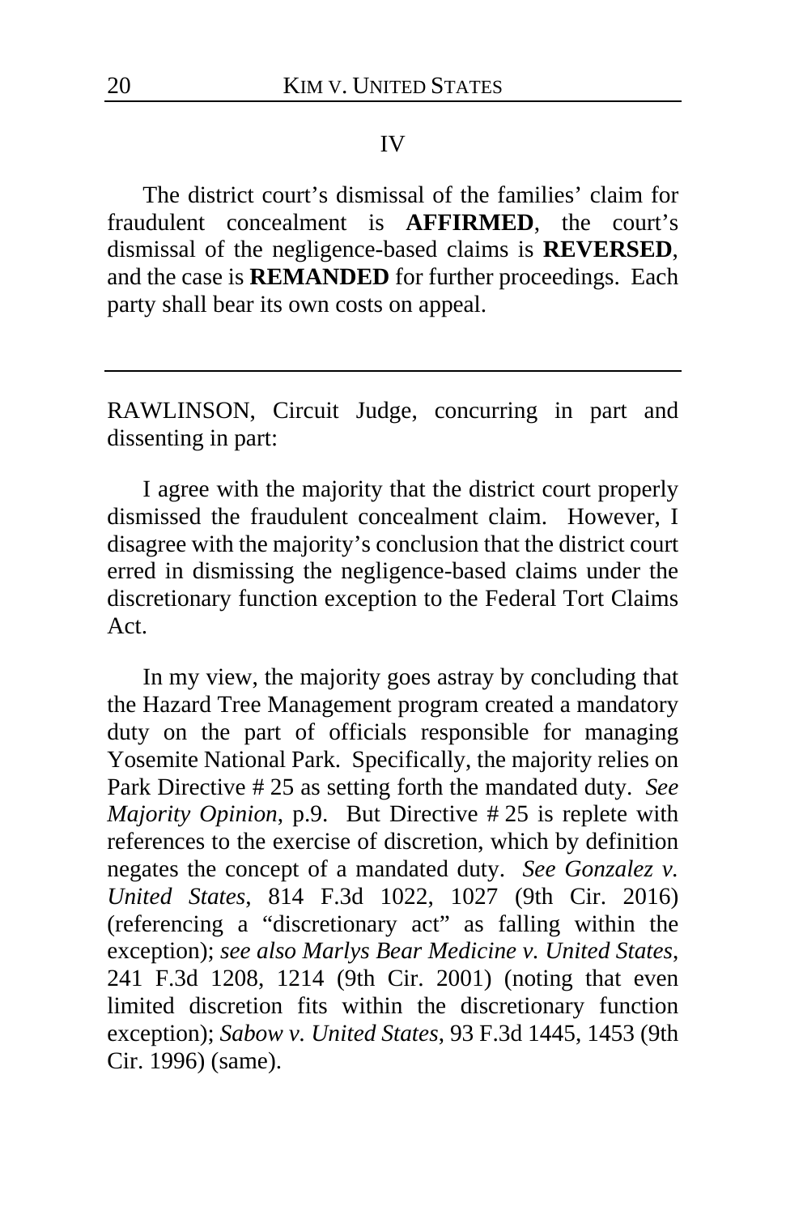## IV

The district court's dismissal of the families' claim for fraudulent concealment is **AFFIRMED**, the court's dismissal of the negligence-based claims is **REVERSED**, and the case is **REMANDED** for further proceedings. Each party shall bear its own costs on appeal.

---

RAWLINSON, Circuit Judge, concurring in part and dissenting in part:

I agree with the majority that the district court properly dismissed the fraudulent concealment claim. However, I disagree with the majority's conclusion that the district court erred in dismissing the negligence-based claims under the discretionary function exception to the Federal Tort Claims Act.

In my view, the majority goes astray by concluding that the Hazard Tree Management program created a mandatory duty on the part of officials responsible for managing Yosemite National Park. Specifically, the majority relies on Park Directive # 25 as setting forth the mandated duty. *See Majority Opinion*, p.9. But Directive # 25 is replete with references to the exercise of discretion, which by definition negates the concept of a mandated duty. *See Gonzalez v. United States*, 814 F.3d 1022, 1027 (9th Cir. 2016) (referencing a "discretionary act" as falling within the exception); *see also Marlys Bear Medicine v. United States*, 241 F.3d 1208, 1214 (9th Cir. 2001) (noting that even limited discretion fits within the discretionary function exception); *Sabow v. United States*, 93 F.3d 1445, 1453 (9th Cir. 1996) (same).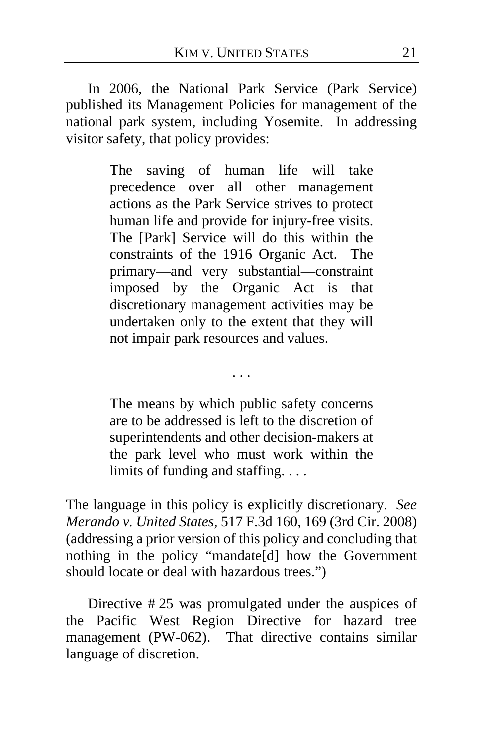In 2006, the National Park Service (Park Service) published its Management Policies for management of the national park system, including Yosemite. In addressing visitor safety, that policy provides:

> The saving of human life will take precedence over all other management actions as the Park Service strives to protect human life and provide for injury-free visits. The [Park] Service will do this within the constraints of the 1916 Organic Act. The primary—and very substantial—constraint imposed by the Organic Act is that discretionary management activities may be undertaken only to the extent that they will not impair park resources and values.
>
> . . .
>
> The means by which public safety concerns are to be addressed is left to the discretion of superintendents and other decision-makers at the park level who must work within the limits of funding and staffing. . . .

The language in this policy is explicitly discretionary. *See Merando v. United States*, 517 F.3d 160, 169 (3rd Cir. 2008) (addressing a prior version of this policy and concluding that nothing in the policy "mandate[d] how the Government should locate or deal with hazardous trees.")

Directive # 25 was promulgated under the auspices of the Pacific West Region Directive for hazard tree management (PW-062). That directive contains similar language of discretion.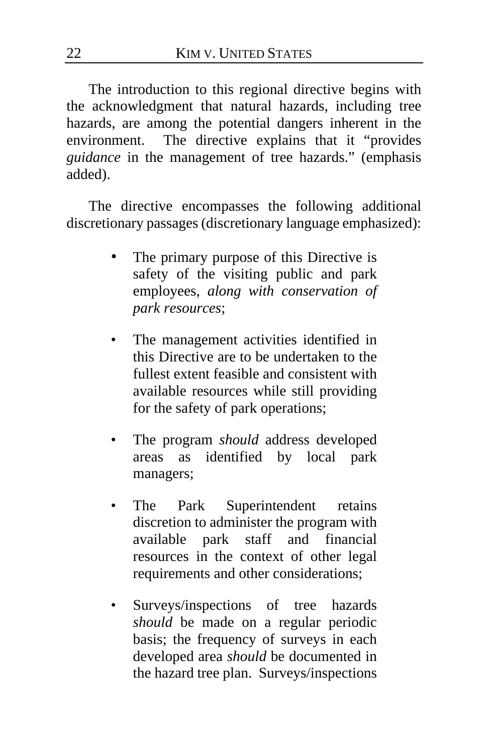The introduction to this regional directive begins with the acknowledgment that natural hazards, including tree hazards, are among the potential dangers inherent in the environment. The directive explains that it "provides *guidance* in the management of tree hazards." (emphasis added).

The directive encompasses the following additional discretionary passages (discretionary language emphasized):

- The primary purpose of this Directive is safety of the visiting public and park employees, *along with conservation of park resources*;

- The management activities identified in this Directive are to be undertaken to the fullest extent feasible and consistent with available resources while still providing for the safety of park operations;

- The program *should* address developed areas as identified by local park managers;

- The Park Superintendent retains discretion to administer the program with available park staff and financial resources in the context of other legal requirements and other considerations;

- Surveys/inspections of tree hazards *should* be made on a regular periodic basis; the frequency of surveys in each developed area *should* be documented in the hazard tree plan. Surveys/inspections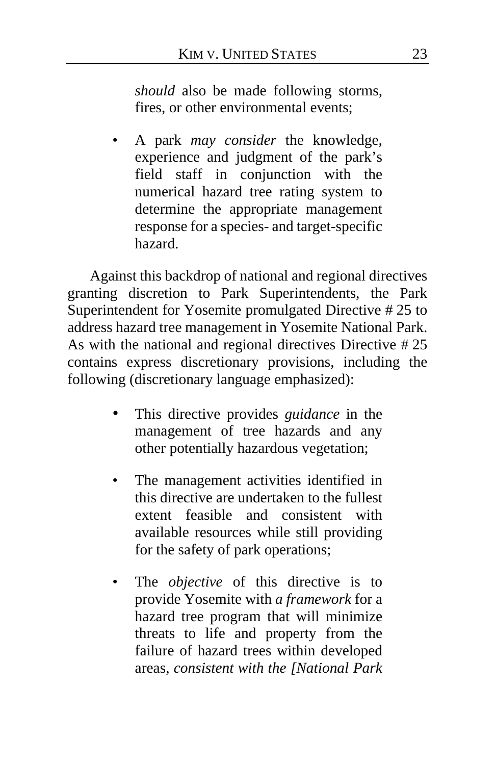> *should* also be made following storms, fires, or other environmental events;
>
> - A park *may consider* the knowledge, experience and judgment of the park's field staff in conjunction with the numerical hazard tree rating system to determine the appropriate management response for a species- and target-specific hazard.

Against this backdrop of national and regional directives granting discretion to Park Superintendents, the Park Superintendent for Yosemite promulgated Directive # 25 to address hazard tree management in Yosemite National Park. As with the national and regional directives Directive # 25 contains express discretionary provisions, including the following (discretionary language emphasized):

> - This directive provides *guidance* in the management of tree hazards and any other potentially hazardous vegetation;
>
> - The management activities identified in this directive are undertaken to the fullest extent feasible and consistent with available resources while still providing for the safety of park operations;
>
> - The *objective* of this directive is to provide Yosemite with *a framework* for a hazard tree program that will minimize threats to life and property from the failure of hazard trees within developed areas, *consistent with the [National Park*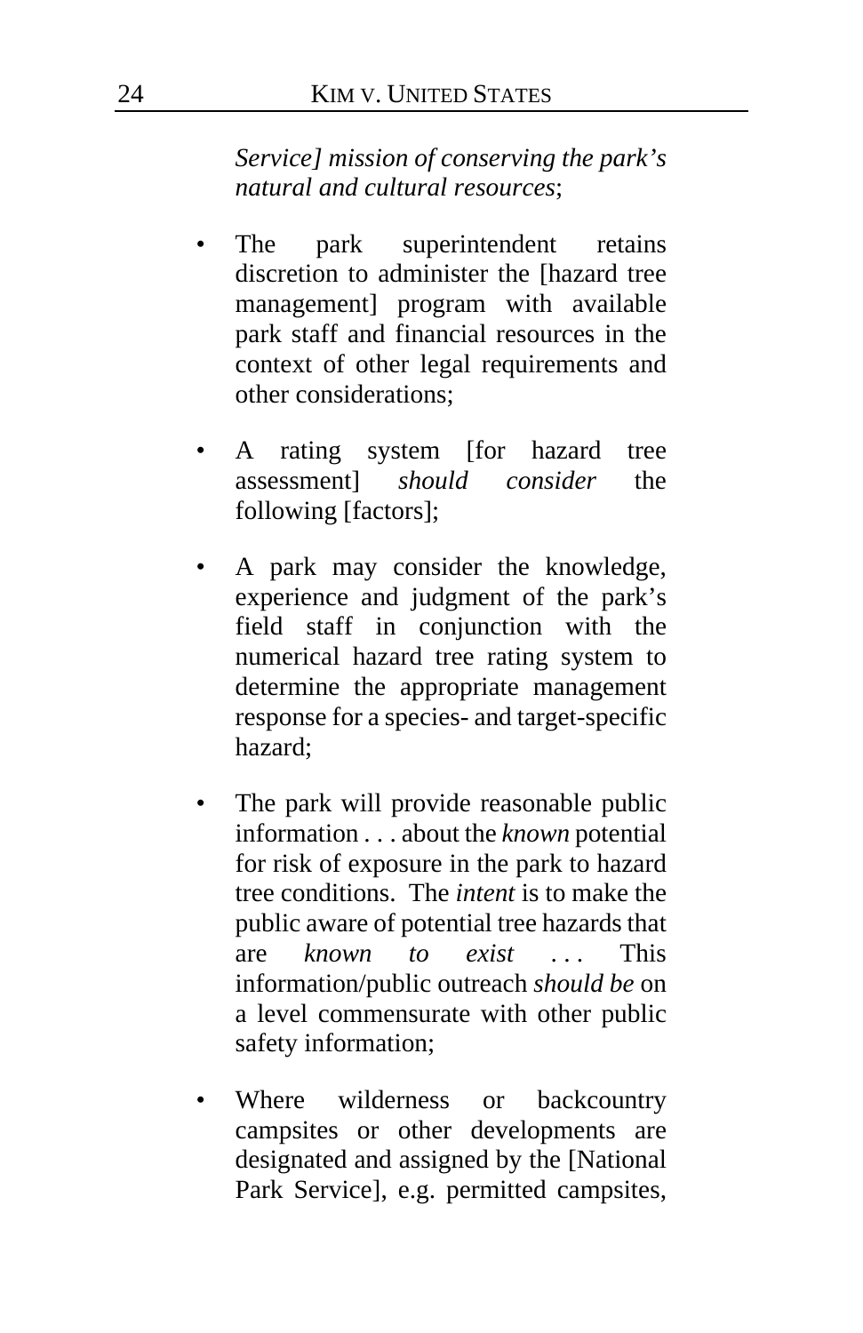*Service] mission of conserving the park's natural and cultural resources*;

- The park superintendent retains discretion to administer the [hazard tree management] program with available park staff and financial resources in the context of other legal requirements and other considerations;

- A rating system [for hazard tree assessment] *should consider* the following [factors];

- A park may consider the knowledge, experience and judgment of the park's field staff in conjunction with the numerical hazard tree rating system to determine the appropriate management response for a species- and target-specific hazard;

- The park will provide reasonable public information . . . about the *known* potential for risk of exposure in the park to hazard tree conditions. The *intent* is to make the public aware of potential tree hazards that are *known to exist* . . . This information/public outreach *should be* on a level commensurate with other public safety information;

- Where wilderness or backcountry campsites or other developments are designated and assigned by the [National Park Service], e.g. permitted campsites,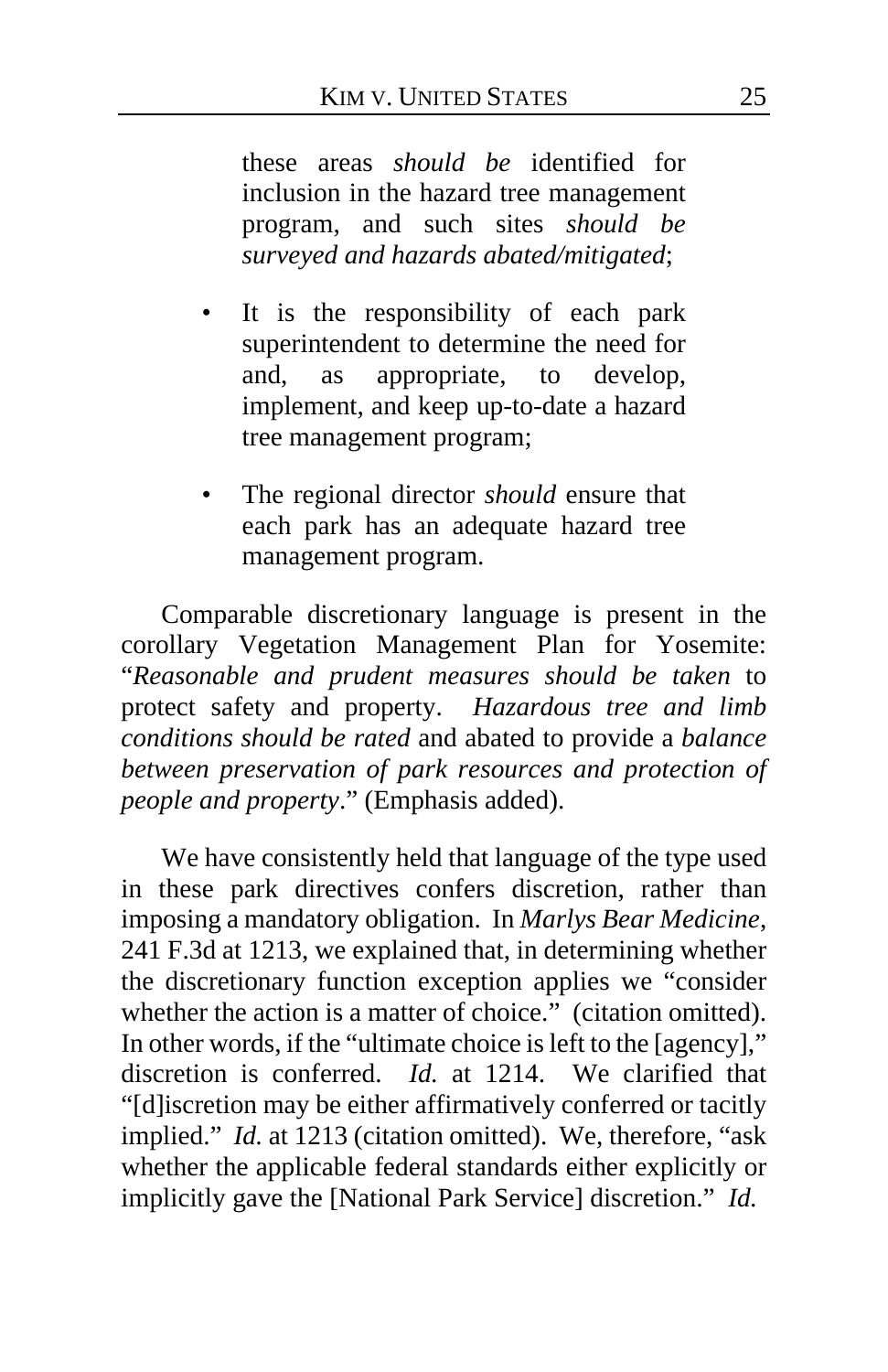these areas *should be* identified for inclusion in the hazard tree management program, and such sites *should be surveyed and hazards abated/mitigated*;

- It is the responsibility of each park superintendent to determine the need for and, as appropriate, to develop, implement, and keep up-to-date a hazard tree management program;

- The regional director *should* ensure that each park has an adequate hazard tree management program.

Comparable discretionary language is present in the corollary Vegetation Management Plan for Yosemite: "*Reasonable and prudent measures should be taken* to protect safety and property. *Hazardous tree and limb conditions should be rated* and abated to provide a *balance between preservation of park resources and protection of people and property*." (Emphasis added).

We have consistently held that language of the type used in these park directives confers discretion, rather than imposing a mandatory obligation. In *Marlys Bear Medicine*, 241 F.3d at 1213, we explained that, in determining whether the discretionary function exception applies we "consider whether the action is a matter of choice." (citation omitted). In other words, if the "ultimate choice is left to the [agency]," discretion is conferred. *Id.* at 1214. We clarified that "[d]iscretion may be either affirmatively conferred or tacitly implied." *Id.* at 1213 (citation omitted). We, therefore, "ask whether the applicable federal standards either explicitly or implicitly gave the [National Park Service] discretion." *Id.*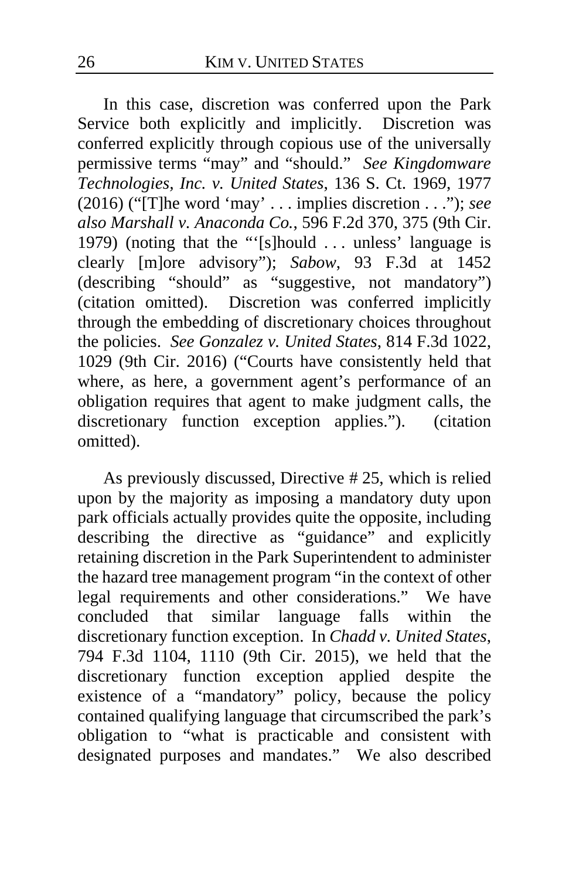In this case, discretion was conferred upon the Park Service both explicitly and implicitly. Discretion was conferred explicitly through copious use of the universally permissive terms "may" and "should." *See Kingdomware Technologies, Inc. v. United States*, 136 S. Ct. 1969, 1977 (2016) ("[T]he word 'may' . . . implies discretion . . ."); *see also Marshall v. Anaconda Co.*, 596 F.2d 370, 375 (9th Cir. 1979) (noting that the "'[s]hould . . . unless' language is clearly [m]ore advisory"); *Sabow*, 93 F.3d at 1452 (describing "should" as "suggestive, not mandatory") (citation omitted). Discretion was conferred implicitly through the embedding of discretionary choices throughout the policies. *See Gonzalez v. United States*, 814 F.3d 1022, 1029 (9th Cir. 2016) ("Courts have consistently held that where, as here, a government agent's performance of an obligation requires that agent to make judgment calls, the discretionary function exception applies."). (citation omitted).

As previously discussed, Directive # 25, which is relied upon by the majority as imposing a mandatory duty upon park officials actually provides quite the opposite, including describing the directive as "guidance" and explicitly retaining discretion in the Park Superintendent to administer the hazard tree management program "in the context of other legal requirements and other considerations." We have concluded that similar language falls within the discretionary function exception. In *Chadd v. United States*, 794 F.3d 1104, 1110 (9th Cir. 2015), we held that the discretionary function exception applied despite the existence of a "mandatory" policy, because the policy contained qualifying language that circumscribed the park's obligation to "what is practicable and consistent with designated purposes and mandates." We also described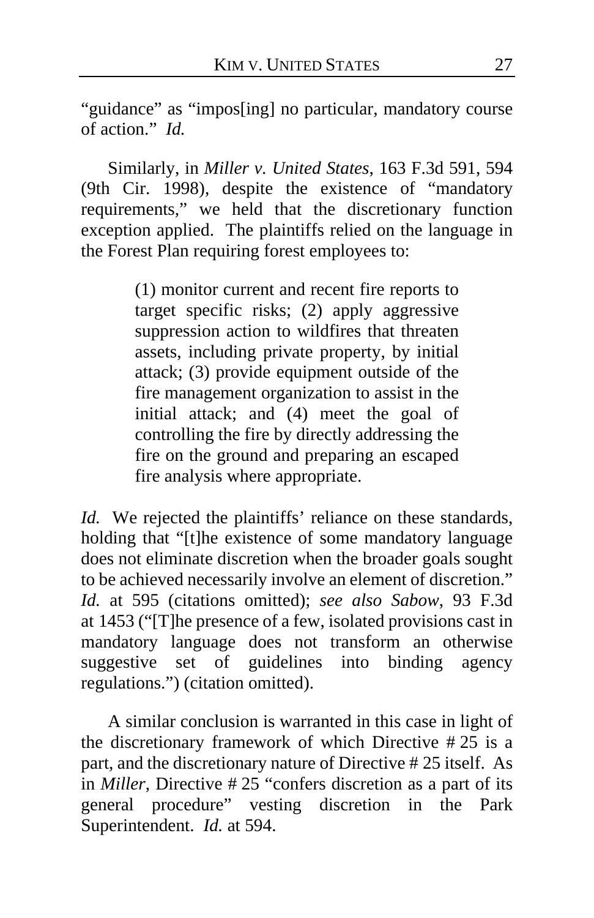"guidance" as "impos[ing] no particular, mandatory course of action." *Id.*

Similarly, in *Miller v. United States*, 163 F.3d 591, 594 (9th Cir. 1998), despite the existence of "mandatory requirements," we held that the discretionary function exception applied. The plaintiffs relied on the language in the Forest Plan requiring forest employees to:

> (1) monitor current and recent fire reports to target specific risks; (2) apply aggressive suppression action to wildfires that threaten assets, including private property, by initial attack; (3) provide equipment outside of the fire management organization to assist in the initial attack; and (4) meet the goal of controlling the fire by directly addressing the fire on the ground and preparing an escaped fire analysis where appropriate.

*Id.* We rejected the plaintiffs' reliance on these standards, holding that "[t]he existence of some mandatory language does not eliminate discretion when the broader goals sought to be achieved necessarily involve an element of discretion." *Id.* at 595 (citations omitted); *see also Sabow*, 93 F.3d at 1453 ("[T]he presence of a few, isolated provisions cast in mandatory language does not transform an otherwise suggestive set of guidelines into binding agency regulations.") (citation omitted).

A similar conclusion is warranted in this case in light of the discretionary framework of which Directive # 25 is a part, and the discretionary nature of Directive # 25 itself. As in *Miller*, Directive # 25 "confers discretion as a part of its general procedure" vesting discretion in the Park Superintendent. *Id.* at 594.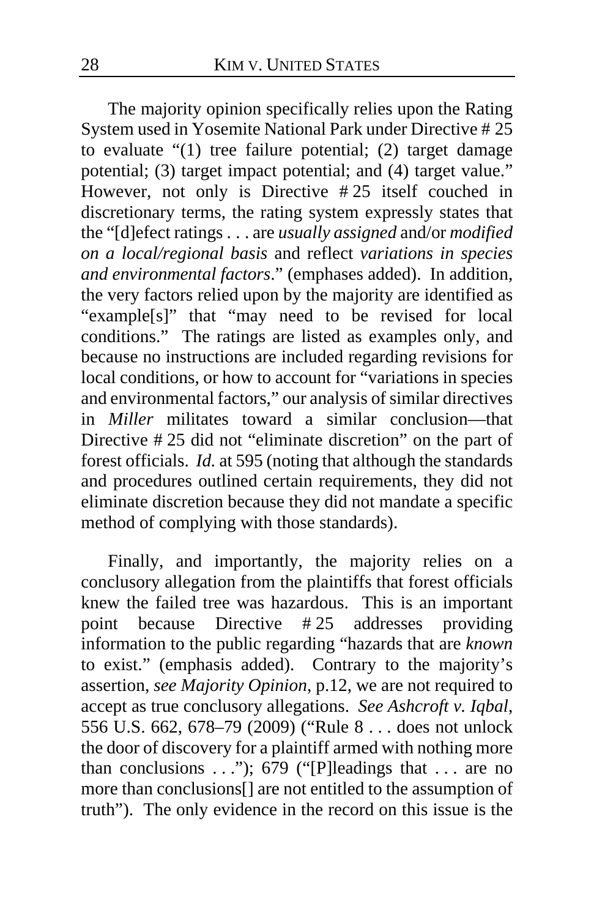The majority opinion specifically relies upon the Rating System used in Yosemite National Park under Directive # 25 to evaluate "(1) tree failure potential; (2) target damage potential; (3) target impact potential; and (4) target value." However, not only is Directive # 25 itself couched in discretionary terms, the rating system expressly states that the "[d]efect ratings . . . are *usually assigned* and/or *modified on a local/regional basis* and reflect *variations in species and environmental factors*." (emphases added). In addition, the very factors relied upon by the majority are identified as "example[s]" that "may need to be revised for local conditions." The ratings are listed as examples only, and because no instructions are included regarding revisions for local conditions, or how to account for "variations in species and environmental factors," our analysis of similar directives in *Miller* militates toward a similar conclusion—that Directive # 25 did not "eliminate discretion" on the part of forest officials. *Id.* at 595 (noting that although the standards and procedures outlined certain requirements, they did not eliminate discretion because they did not mandate a specific method of complying with those standards).

Finally, and importantly, the majority relies on a conclusory allegation from the plaintiffs that forest officials knew the failed tree was hazardous. This is an important point because Directive # 25 addresses providing information to the public regarding "hazards that are *known* to exist." (emphasis added). Contrary to the majority's assertion, *see Majority Opinion*, p.12, we are not required to accept as true conclusory allegations. *See Ashcroft v. Iqbal*, 556 U.S. 662, 678–79 (2009) ("Rule 8 . . . does not unlock the door of discovery for a plaintiff armed with nothing more than conclusions . . ."); 679 ("[P]leadings that . . . are no more than conclusions[] are not entitled to the assumption of truth"). The only evidence in the record on this issue is the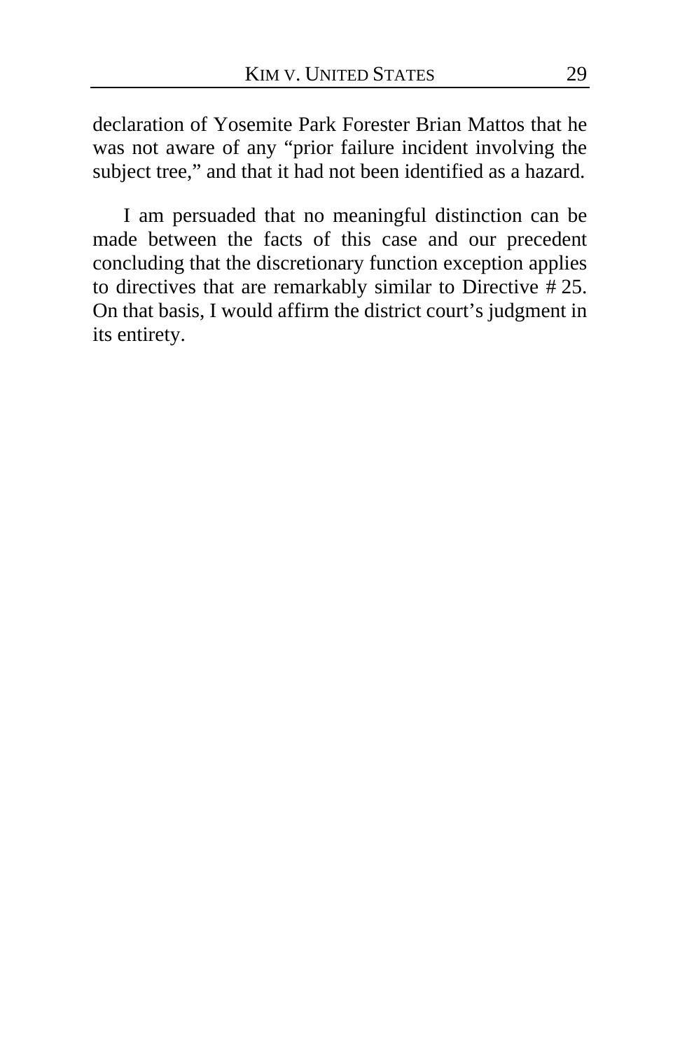declaration of Yosemite Park Forester Brian Mattos that he was not aware of any "prior failure incident involving the subject tree," and that it had not been identified as a hazard.

I am persuaded that no meaningful distinction can be made between the facts of this case and our precedent concluding that the discretionary function exception applies to directives that are remarkably similar to Directive # 25. On that basis, I would affirm the district court's judgment in its entirety.